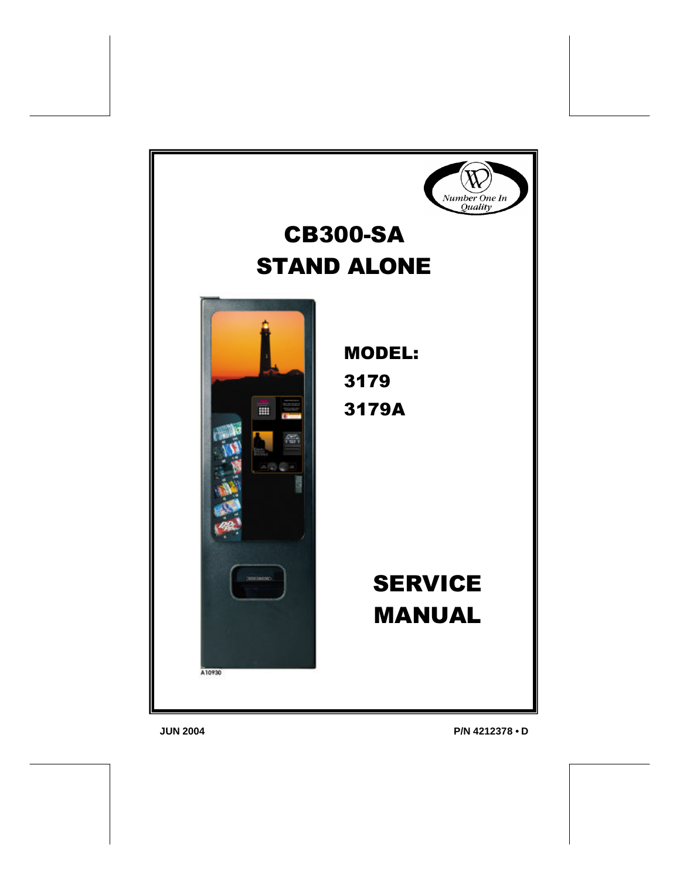Number One In Quality

# CB300-SA
# STAND ALONE

A10930

## MODEL:
## 3179
## 3179A

# SERVICE MANUAL

**JUN 2004**

**P/N 4212378 • D**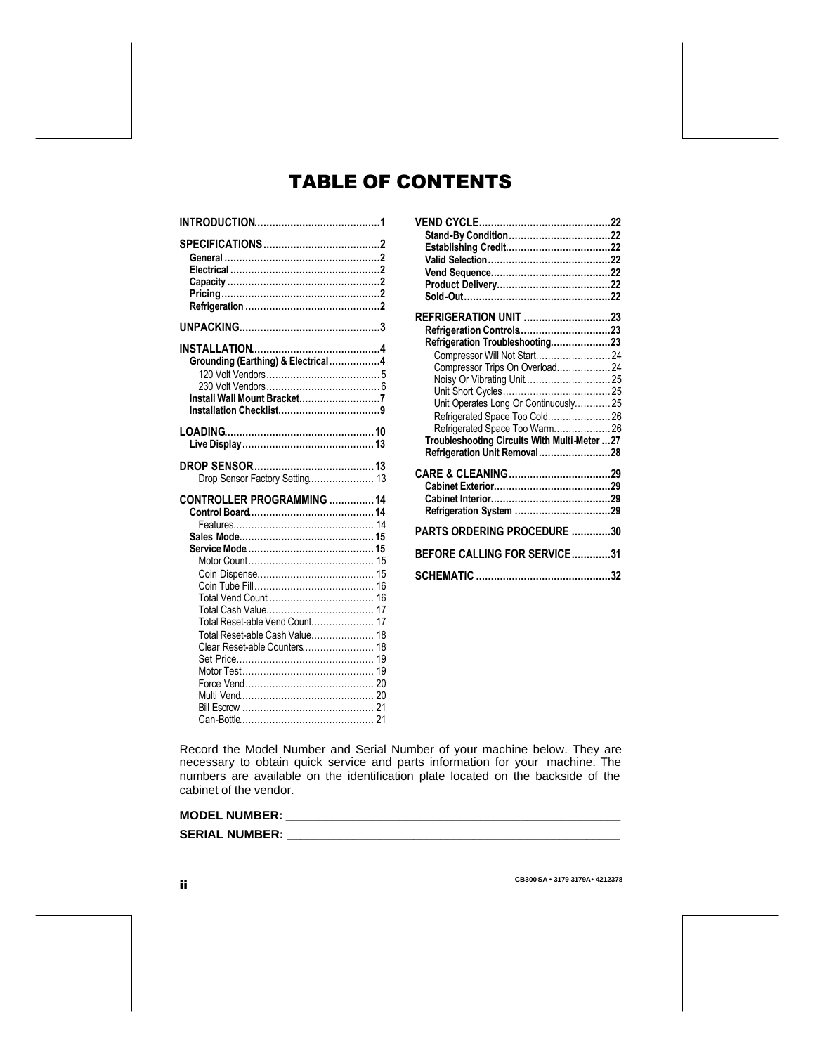# TABLE OF CONTENTS

**INTRODUCTION** .......... 1

**SPECIFICATIONS** .......... 2
- **General** .......... 2
- **Electrical** .......... 2
- **Capacity** .......... 2
- **Pricing** .......... 2
- **Refrigeration** .......... 2

**UNPACKING** .......... 3

**INSTALLATION** .......... 4
- **Grounding (Earthing) & Electrical** .......... 4
  - 120 Volt Vendors .......... 5
  - 230 Volt Vendors .......... 6
- **Install Wall Mount Bracket** .......... 7
- **Installation Checklist** .......... 9

**LOADING** .......... 10
- **Live Display** .......... 13

**DROP SENSOR** .......... 13
- Drop Sensor Factory Setting .......... 13

**CONTROLLER PROGRAMMING** .......... 14
- **Control Board** .......... 14
  - Features .......... 14
- **Sales Mode** .......... 15
- **Service Mode** .......... 15
  - Motor Count .......... 15
  - Coin Dispense .......... 15
  - Coin Tube Fill .......... 16
  - Total Vend Count .......... 16
  - Total Cash Value .......... 17
  - Total Reset-able Vend Count .......... 17
  - Total Reset-able Cash Value .......... 18
  - Clear Reset-able Counters .......... 18
  - Set Price .......... 19
  - Motor Test .......... 19
  - Force Vend .......... 20
  - Multi Vend .......... 20
  - Bill Escrow .......... 21
  - Can-Bottle .......... 21

**VEND CYCLE** .......... 22
- **Stand-By Condition** .......... 22
- **Establishing Credit** .......... 22
- **Valid Selection** .......... 22
- **Vend Sequence** .......... 22
- **Product Delivery** .......... 22
- **Sold-Out** .......... 22

**REFRIGERATION UNIT** .......... 23
- **Refrigeration Controls** .......... 23
- **Refrigeration Troubleshooting** .......... 23
  - Compressor Will Not Start .......... 24
  - Compressor Trips On Overload .......... 24
  - Noisy Or Vibrating Unit .......... 25
  - Unit Short Cycles .......... 25
  - Unit Operates Long Or Continuously .......... 25
  - Refrigerated Space Too Cold .......... 26
  - Refrigerated Space Too Warm .......... 26
- **Troubleshooting Circuits With Multi-Meter** .......... 27
- **Refrigeration Unit Removal** .......... 28

**CARE & CLEANING** .......... 29
- **Cabinet Exterior** .......... 29
- **Cabinet Interior** .......... 29
- **Refrigeration System** .......... 29

**PARTS ORDERING PROCEDURE** .......... 30

**BEFORE CALLING FOR SERVICE** .......... 31

**SCHEMATIC** .......... 32

Record the Model Number and Serial Number of your machine below. They are necessary to obtain quick service and parts information for your machine. The numbers are available on the identification plate located on the backside of the cabinet of the vendor.

**MODEL NUMBER:** ____________________________________________

**SERIAL NUMBER:** ____________________________________________

CB300-SA • 3179 3179A• 4212378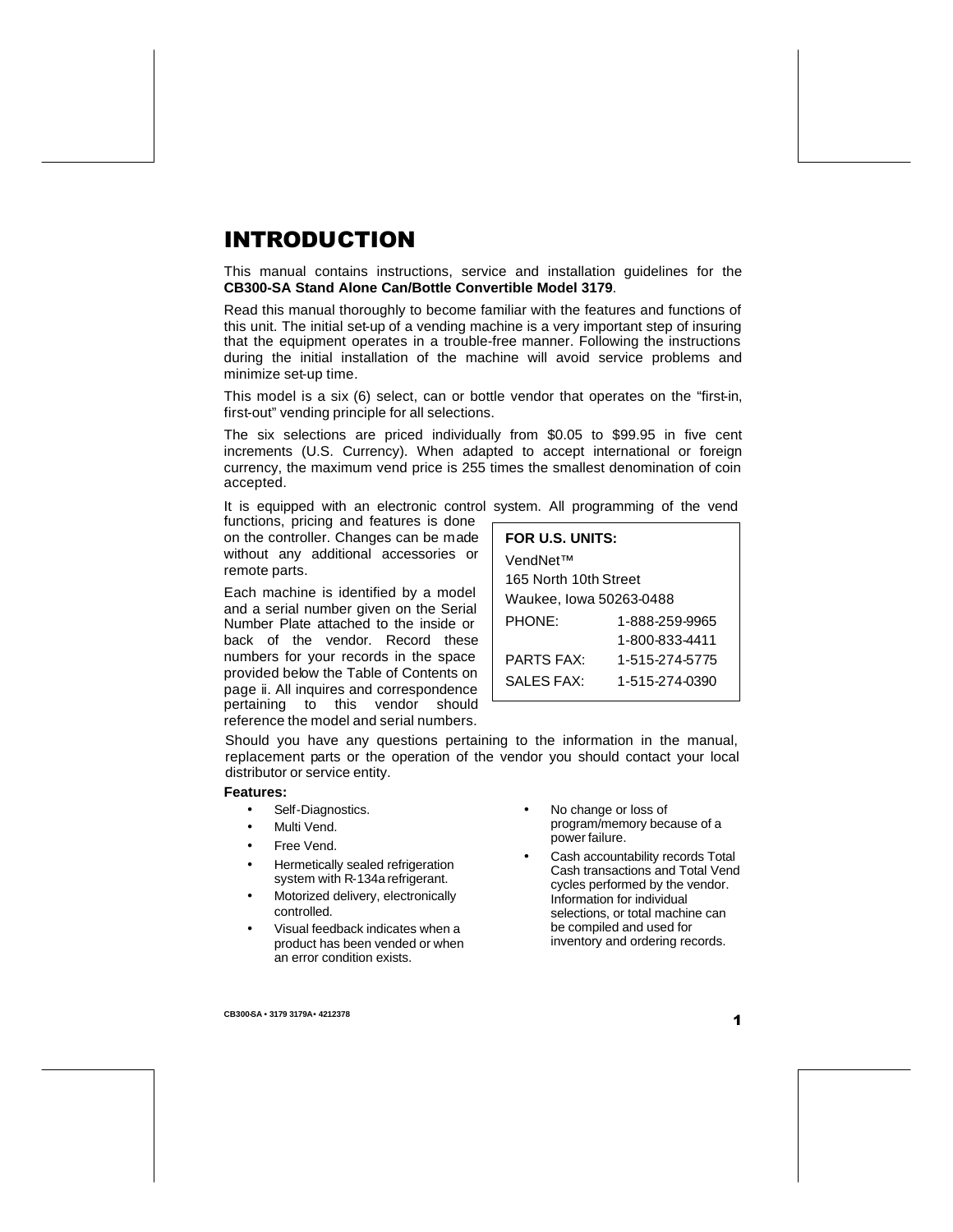# INTRODUCTION

This manual contains instructions, service and installation guidelines for the **CB300-SA Stand Alone Can/Bottle Convertible Model 3179**.

Read this manual thoroughly to become familiar with the features and functions of this unit. The initial set-up of a vending machine is a very important step of insuring that the equipment operates in a trouble-free manner. Following the instructions during the initial installation of the machine will avoid service problems and minimize set-up time.

This model is a six (6) select, can or bottle vendor that operates on the "first-in, first-out" vending principle for all selections.

The six selections are priced individually from $0.05 to $99.95 in five cent increments (U.S. Currency). When adapted to accept international or foreign currency, the maximum vend price is 255 times the smallest denomination of coin accepted.

It is equipped with an electronic control system. All programming of the vend functions, pricing and features is done on the controller. Changes can be made without any additional accessories or remote parts.

Each machine is identified by a model and a serial number given on the Serial Number Plate attached to the inside or back of the vendor. Record these numbers for your records in the space provided below the Table of Contents on page ii. All inquires and correspondence pertaining to this vendor should reference the model and serial numbers.

**FOR U.S. UNITS:**

VendNet™
165 North 10th Street
Waukee, Iowa 50263-0488

| | |
|---|---|
| PHONE: | 1-888-259-9965 |
| | 1-800-833-4411 |
| PARTS FAX: | 1-515-274-5775 |
| SALES FAX: | 1-515-274-0390 |

Should you have any questions pertaining to the information in the manual, replacement parts or the operation of the vendor you should contact your local distributor or service entity.

**Features:**

- Self-Diagnostics.
- Multi Vend.
- Free Vend.
- Hermetically sealed refrigeration system with R-134a refrigerant.
- Motorized delivery, electronically controlled.
- Visual feedback indicates when a product has been vended or when an error condition exists.
- No change or loss of program/memory because of a power failure.
- Cash accountability records Total Cash transactions and Total Vend cycles performed by the vendor. Information for individual selections, or total machine can be compiled and used for inventory and ordering records.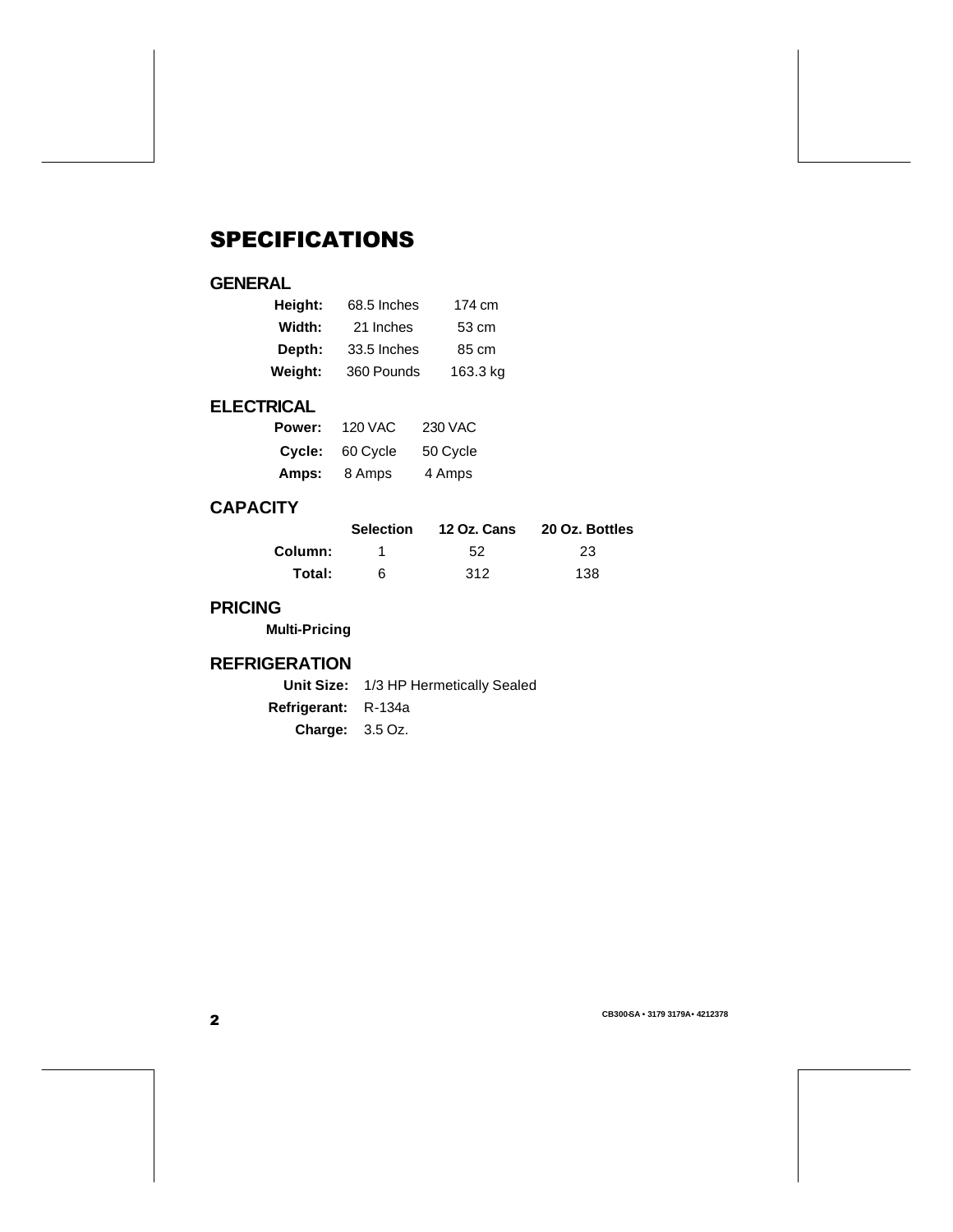# SPECIFICATIONS

## GENERAL

| | | |
|---|---|---|
| **Height:** | 68.5 Inches | 174 cm |
| **Width:** | 21 Inches | 53 cm |
| **Depth:** | 33.5 Inches | 85 cm |
| **Weight:** | 360 Pounds | 163.3 kg |

## ELECTRICAL

| | | |
|---|---|---|
| **Power:** | 120 VAC | 230 VAC |
| **Cycle:** | 60 Cycle | 50 Cycle |
| **Amps:** | 8 Amps | 4 Amps |

## CAPACITY

| | Selection | 12 Oz. Cans | 20 Oz. Bottles |
|---|---|---|---|
| **Column:** | 1 | 52 | 23 |
| **Total:** | 6 | 312 | 138 |

## PRICING

**Multi-Pricing**

## REFRIGERATION

**Unit Size:** 1/3 HP Hermetically Sealed

**Refrigerant:** R-134a

**Charge:** 3.5 Oz.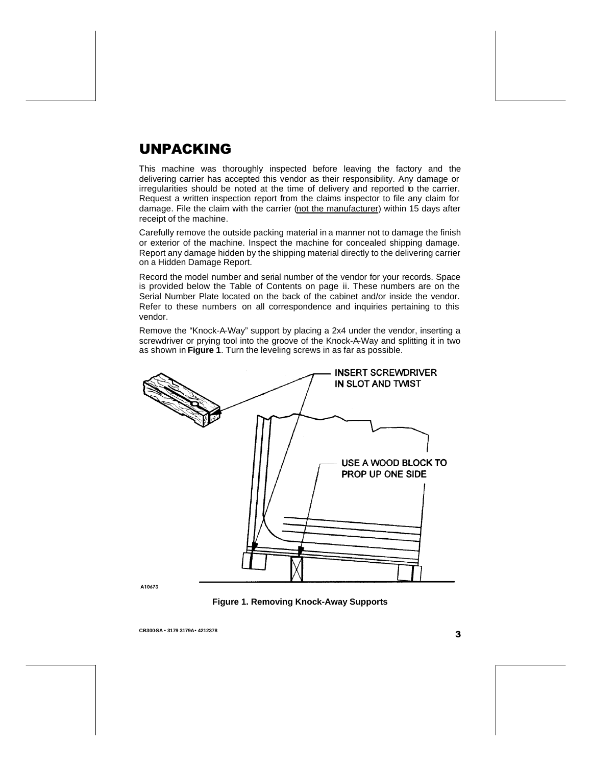# UNPACKING

This machine was thoroughly inspected before leaving the factory and the delivering carrier has accepted this vendor as their responsibility. Any damage or irregularities should be noted at the time of delivery and reported to the carrier. Request a written inspection report from the claims inspector to file any claim for damage. File the claim with the carrier (not the manufacturer) within 15 days after receipt of the machine.

Carefully remove the outside packing material in a manner not to damage the finish or exterior of the machine. Inspect the machine for concealed shipping damage. Report any damage hidden by the shipping material directly to the delivering carrier on a Hidden Damage Report.

Record the model number and serial number of the vendor for your records. Space is provided below the Table of Contents on page ii. These numbers are on the Serial Number Plate located on the back of the cabinet and/or inside the vendor. Refer to these numbers on all correspondence and inquiries pertaining to this vendor.

Remove the "Knock-A-Way" support by placing a 2x4 under the vendor, inserting a screwdriver or prying tool into the groove of the Knock-A-Way and splitting it in two as shown in **Figure 1**. Turn the leveling screws in as far as possible.

INSERT SCREWDRIVER IN SLOT AND TWIST

USE A WOOD BLOCK TO PROP UP ONE SIDE

A10673

**Figure 1. Removing Knock-Away Supports**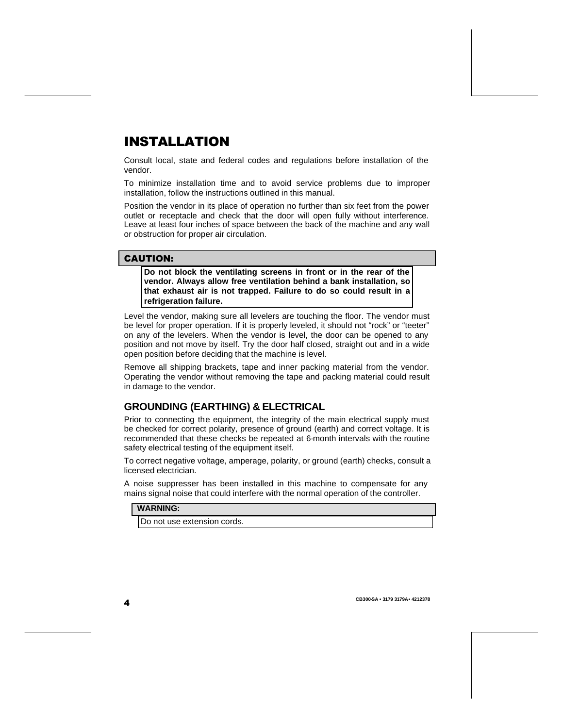# INSTALLATION

Consult local, state and federal codes and regulations before installation of the vendor.

To minimize installation time and to avoid service problems due to improper installation, follow the instructions outlined in this manual.

Position the vendor in its place of operation no further than six feet from the power outlet or receptacle and check that the door will open fully without interference. Leave at least four inches of space between the back of the machine and any wall or obstruction for proper air circulation.

**CAUTION:**

**Do not block the ventilating screens in front or in the rear of the vendor. Always allow free ventilation behind a bank installation, so that exhaust air is not trapped. Failure to do so could result in a refrigeration failure.**

Level the vendor, making sure all levelers are touching the floor. The vendor must be level for proper operation. If it is properly leveled, it should not "rock" or "teeter" on any of the levelers. When the vendor is level, the door can be opened to any position and not move by itself. Try the door half closed, straight out and in a wide open position before deciding that the machine is level.

Remove all shipping brackets, tape and inner packing material from the vendor. Operating the vendor without removing the tape and packing material could result in damage to the vendor.

## GROUNDING (EARTHING) & ELECTRICAL

Prior to connecting the equipment, the integrity of the main electrical supply must be checked for correct polarity, presence of ground (earth) and correct voltage. It is recommended that these checks be repeated at 6-month intervals with the routine safety electrical testing of the equipment itself.

To correct negative voltage, amperage, polarity, or ground (earth) checks, consult a licensed electrician.

A noise suppresser has been installed in this machine to compensate for any mains signal noise that could interfere with the normal operation of the controller.

**WARNING:**

Do not use extension cords.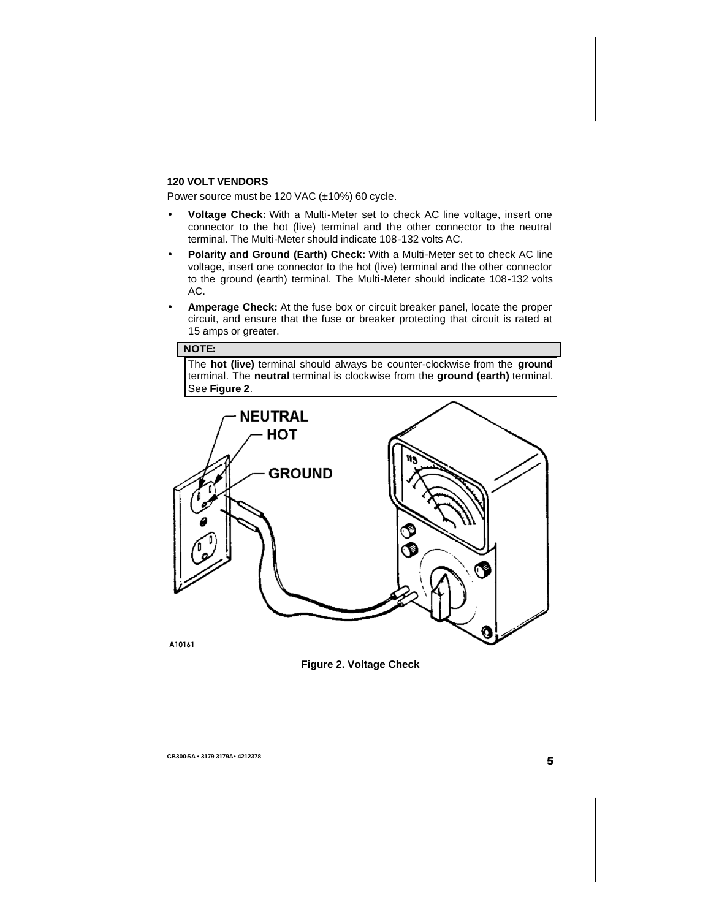**120 VOLT VENDORS**

Power source must be 120 VAC (±10%) 60 cycle.

- **Voltage Check:** With a Multi-Meter set to check AC line voltage, insert one connector to the hot (live) terminal and the other connector to the neutral terminal. The Multi-Meter should indicate 108-132 volts AC.
- **Polarity and Ground (Earth) Check:** With a Multi-Meter set to check AC line voltage, insert one connector to the hot (live) terminal and the other connector to the ground (earth) terminal. The Multi-Meter should indicate 108-132 volts AC.
- **Amperage Check:** At the fuse box or circuit breaker panel, locate the proper circuit, and ensure that the fuse or breaker protecting that circuit is rated at 15 amps or greater.

| **NOTE:** |
|---|
| The **hot (live)** terminal should always be counter-clockwise from the **ground** terminal. The **neutral** terminal is clockwise from the **ground (earth)** terminal. See **Figure 2**. |

NEUTRAL

HOT

GROUND

A10161

**Figure 2. Voltage Check**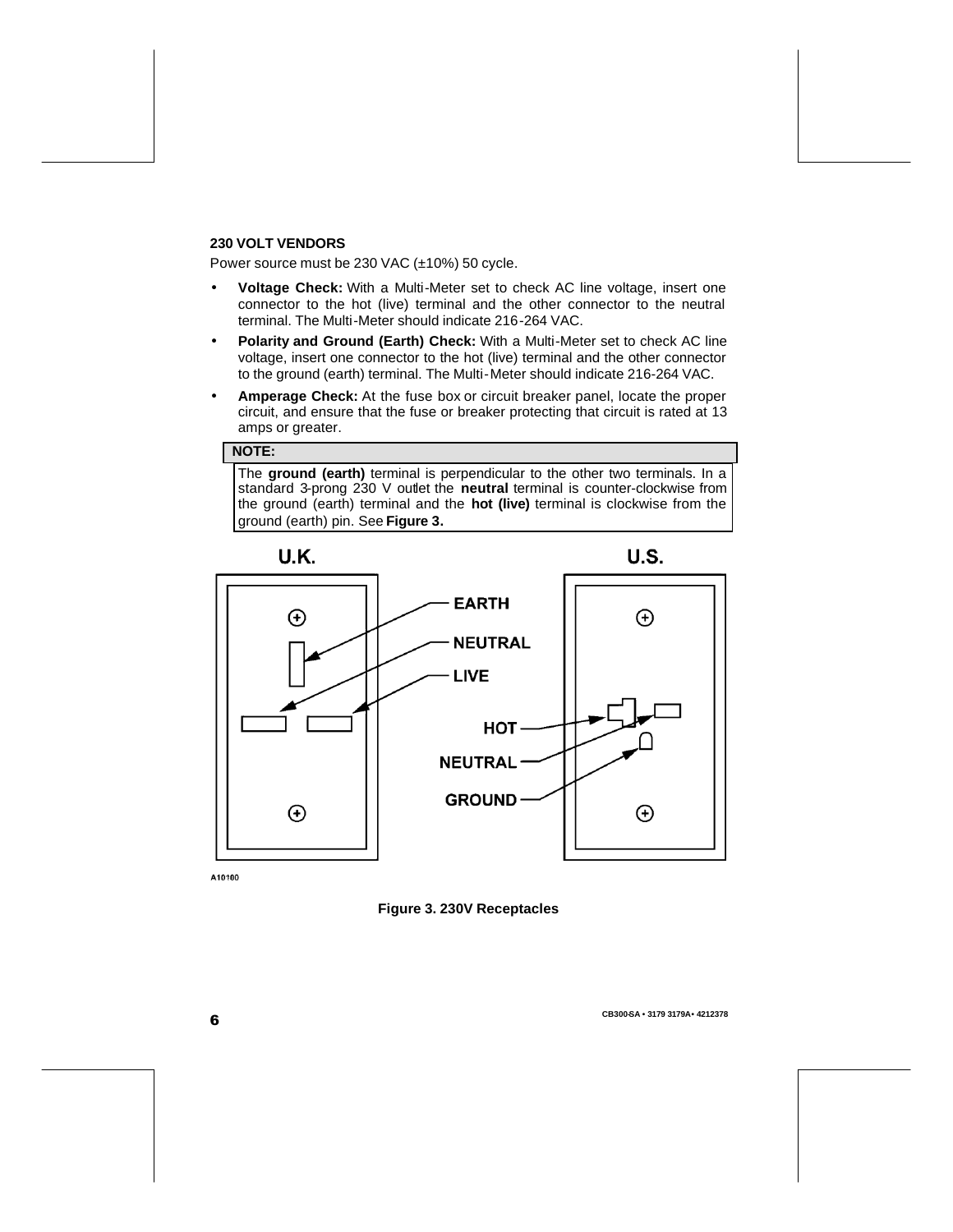### 230 VOLT VENDORS

Power source must be 230 VAC (±10%) 50 cycle.

- **Voltage Check:** With a Multi-Meter set to check AC line voltage, insert one connector to the hot (live) terminal and the other connector to the neutral terminal. The Multi-Meter should indicate 216-264 VAC.
- **Polarity and Ground (Earth) Check:** With a Multi-Meter set to check AC line voltage, insert one connector to the hot (live) terminal and the other connector to the ground (earth) terminal. The Multi-Meter should indicate 216-264 VAC.
- **Amperage Check:** At the fuse box or circuit breaker panel, locate the proper circuit, and ensure that the fuse or breaker protecting that circuit is rated at 13 amps or greater.

**NOTE:**

The **ground (earth)** terminal is perpendicular to the other two terminals. In a standard 3-prong 230 V outlet the **neutral** terminal is counter-clockwise from the ground (earth) terminal and the **hot (live)** terminal is clockwise from the ground (earth) pin. See **Figure 3.**

U.K. | U.S.

EARTH
NEUTRAL
LIVE
HOT
NEUTRAL
GROUND

A10160

**Figure 3. 230V Receptacles**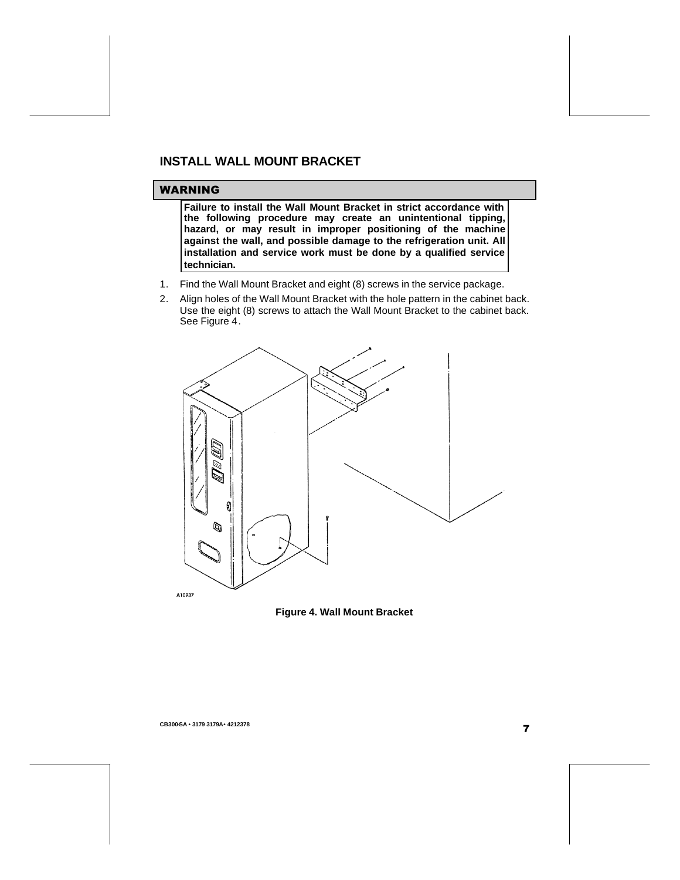## INSTALL WALL MOUNT BRACKET

**WARNING**

**Failure to install the Wall Mount Bracket in strict accordance with the following procedure may create an unintentional tipping, hazard, or may result in improper positioning of the machine against the wall, and possible damage to the refrigeration unit. All installation and service work must be done by a qualified service technician.**

1. Find the Wall Mount Bracket and eight (8) screws in the service package.
2. Align holes of the Wall Mount Bracket with the hole pattern in the cabinet back. Use the eight (8) screws to attach the Wall Mount Bracket to the cabinet back. See Figure 4.

A10937

**Figure 4. Wall Mount Bracket**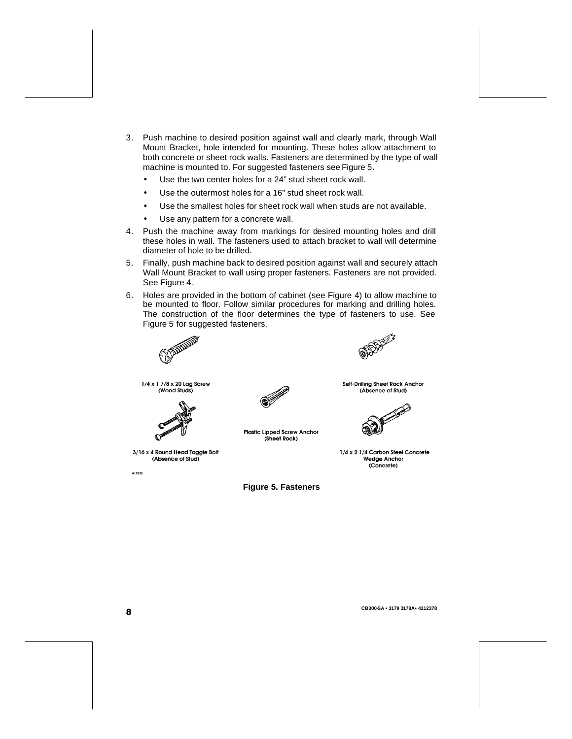3. Push machine to desired position against wall and clearly mark, through Wall Mount Bracket, hole intended for mounting. These holes allow attachment to both concrete or sheet rock walls. Fasteners are determined by the type of wall machine is mounted to. For suggested fasteners see Figure 5.
   - Use the two center holes for a 24" stud sheet rock wall.
   - Use the outermost holes for a 16" stud sheet rock wall.
   - Use the smallest holes for sheet rock wall when studs are not available.
   - Use any pattern for a concrete wall.
4. Push the machine away from markings for desired mounting holes and drill these holes in wall. The fasteners used to attach bracket to wall will determine diameter of hole to be drilled.
5. Finally, push machine back to desired position against wall and securely attach Wall Mount Bracket to wall using proper fasteners. Fasteners are not provided. See Figure 4.
6. Holes are provided in the bottom of cabinet (see Figure 4) to allow machine to be mounted to floor. Follow similar procedures for marking and drilling holes. The construction of the floor determines the type of fasteners to use. See Figure 5 for suggested fasteners.

1/4 x 1 7/8 x 20 Lag Screw (Wood Studs)

Self-Drilling Sheet Rock Anchor (Absence of Stud)

Plastic Lipped Screw Anchor (Sheet Rock)

3/16 x 4 Round Head Toggle Bolt (Absence of Stud)

1/4 x 2 1/4 Carbon Steel Concrete Wedge Anchor (Concrete)

A10938

**Figure 5. Fasteners**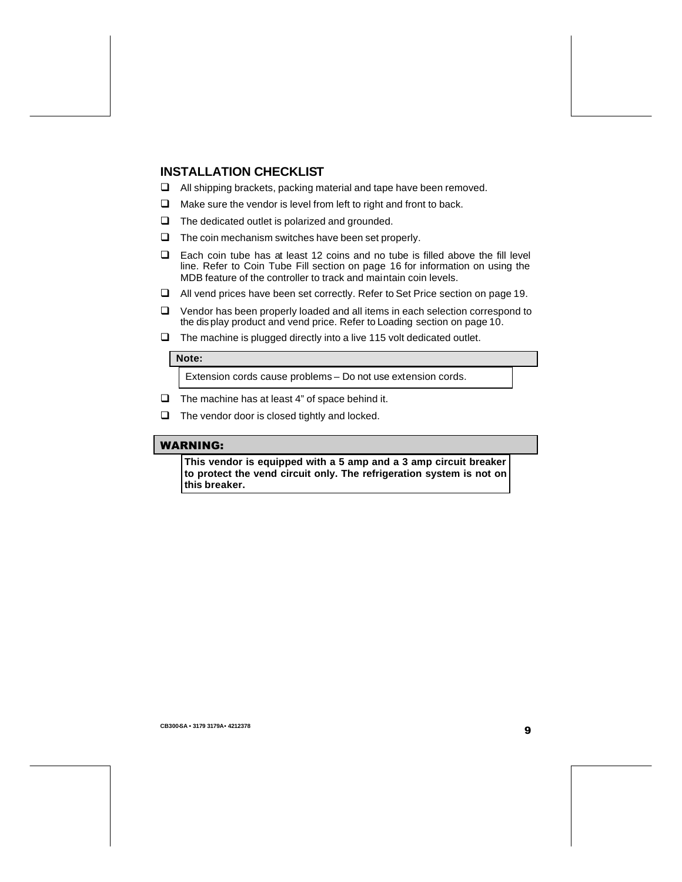## INSTALLATION CHECKLIST

- ❑ All shipping brackets, packing material and tape have been removed.
- ❑ Make sure the vendor is level from left to right and front to back.
- ❑ The dedicated outlet is polarized and grounded.
- ❑ The coin mechanism switches have been set properly.
- ❑ Each coin tube has at least 12 coins and no tube is filled above the fill level line. Refer to Coin Tube Fill section on page 16 for information on using the MDB feature of the controller to track and maintain coin levels.
- ❑ All vend prices have been set correctly. Refer to Set Price section on page 19.
- ❑ Vendor has been properly loaded and all items in each selection correspond to the display product and vend price. Refer to Loading section on page 10.
- ❑ The machine is plugged directly into a live 115 volt dedicated outlet.

> **Note:**
>
> Extension cords cause problems – Do not use extension cords.

- ❑ The machine has at least 4" of space behind it.
- ❑ The vendor door is closed tightly and locked.

> **WARNING:**
>
> **This vendor is equipped with a 5 amp and a 3 amp circuit breaker to protect the vend circuit only. The refrigeration system is not on this breaker.**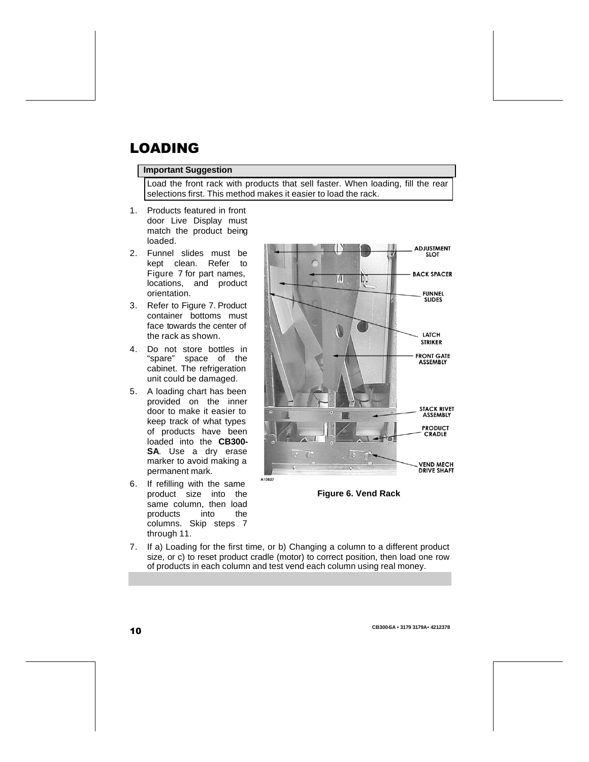# LOADING

**Important Suggestion**

Load the front rack with products that sell faster. When loading, fill the rear selections first. This method makes it easier to load the rack.

1. Products featured in front door Live Display must match the product being loaded.
2. Funnel slides must be kept clean. Refer to Figure 7 for part names, locations, and product orientation.
3. Refer to Figure 7. Product container bottoms must face towards the center of the rack as shown.
4. Do not store bottles in "spare" space of the cabinet. The refrigeration unit could be damaged.
5. A loading chart has been provided on the inner door to make it easier to keep track of what types of products have been loaded into the **CB300-SA**. Use a dry erase marker to avoid making a permanent mark.
6. If refilling with the same product size into the same column, then load products into the columns. Skip steps 7 through 11.
7. If a) Loading for the first time, or b) Changing a column to a different product size, or c) to reset product cradle (motor) to correct position, then load one row of products in each column and test vend each column using real money.

ADJUSTMENT SLOT
BACK SPACER
FUNNEL SLIDES
LATCH STRIKER
FRONT GATE ASSEMBLY
STACK RIVET ASSEMBLY
PRODUCT CRADLE
VEND MECH DRIVE SHAFT

A10837

**Figure 6. Vend Rack**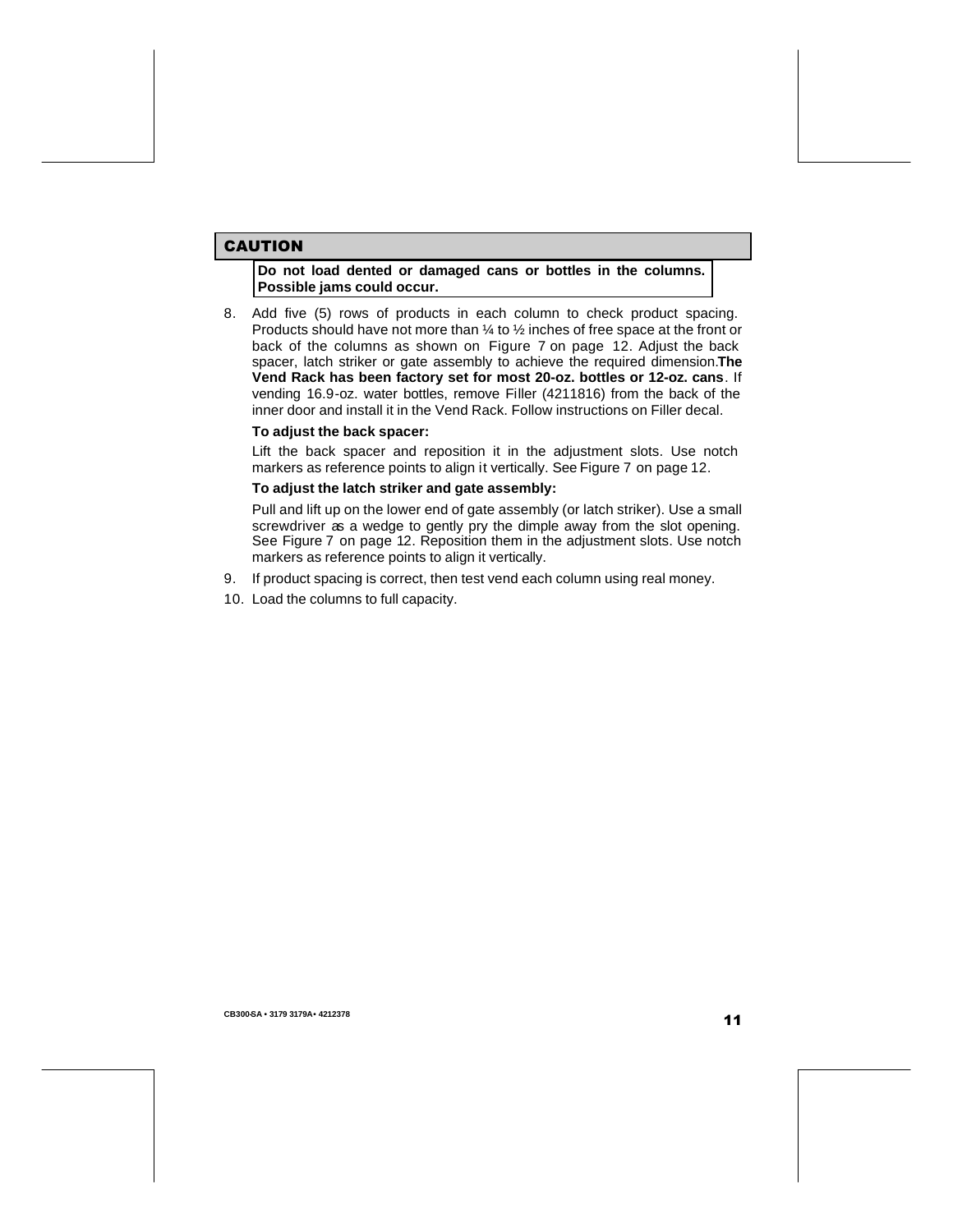## CAUTION

**Do not load dented or damaged cans or bottles in the columns. Possible jams could occur.**

8. Add five (5) rows of products in each column to check product spacing. Products should have not more than ¼ to ½ inches of free space at the front or back of the columns as shown on Figure 7 on page 12. Adjust the back spacer, latch striker or gate assembly to achieve the required dimension.**The Vend Rack has been factory set for most 20-oz. bottles or 12-oz. cans**. If vending 16.9-oz. water bottles, remove Filler (4211816) from the back of the inner door and install it in the Vend Rack. Follow instructions on Filler decal.

   **To adjust the back spacer:**

   Lift the back spacer and reposition it in the adjustment slots. Use notch markers as reference points to align it vertically. See Figure 7 on page 12.

   **To adjust the latch striker and gate assembly:**

   Pull and lift up on the lower end of gate assembly (or latch striker). Use a small screwdriver as a wedge to gently pry the dimple away from the slot opening. See Figure 7 on page 12. Reposition them in the adjustment slots. Use notch markers as reference points to align it vertically.

9. If product spacing is correct, then test vend each column using real money.
10. Load the columns to full capacity.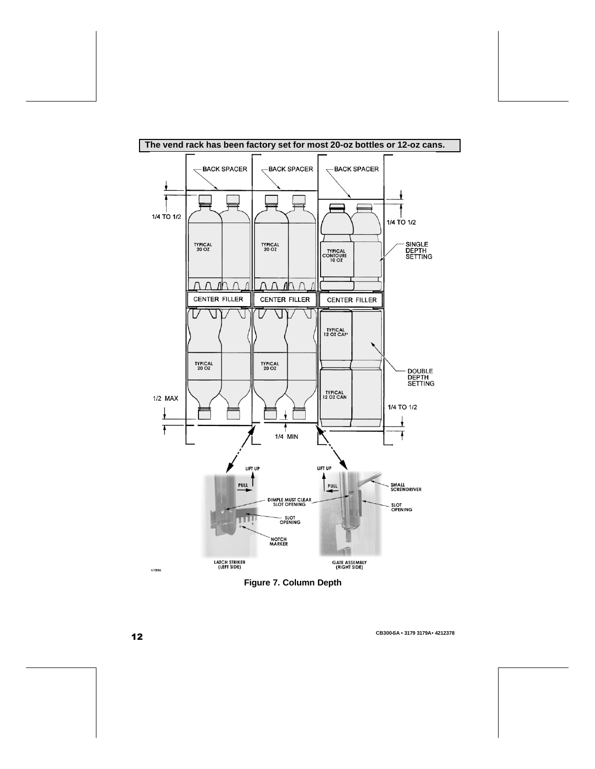**The vend rack has been factory set for most 20-oz bottles or 12-oz cans.**

BACK SPACER

BACK SPACER

BACK SPACER

1/4 TO 1/2

1/4 TO 1/2

TYPICAL 20 OZ

TYPICAL 20 OZ

TYPICAL CONTOURE 10 OZ

SINGLE DEPTH SETTING

CENTER FILLER

CENTER FILLER

CENTER FILLER

TYPICAL 12 OZ CAN

TYPICAL 20 OZ

TYPICAL 20 OZ

DOUBLE DEPTH SETTING

TYPICAL 12 OZ CAN

1/2 MAX

1/4 TO 1/2

1/4 MIN

LIFT UP

PULL

LIFT UP

PULL

SMALL SCREWDRIVER

DIMPLE MUST CLEAR SLOT OPENING

SLOT OPENING

SLOT OPENING

NOTCH MARKER

LATCH STRIKER (LEFT SIDE)

GATE ASSEMBLY (RIGHT SIDE)

A10886

**Figure 7. Column Depth**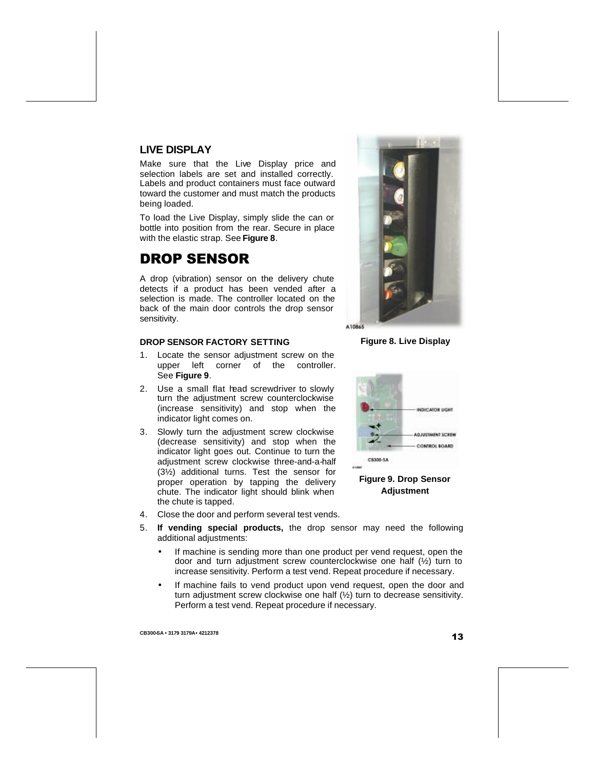## LIVE DISPLAY

Make sure that the Live Display price and selection labels are set and installed correctly. Labels and product containers must face outward toward the customer and must match the products being loaded.

To load the Live Display, simply slide the can or bottle into position from the rear. Secure in place with the elastic strap. See **Figure 8**.

Figure 8. Live Display

# DROP SENSOR

A drop (vibration) sensor on the delivery chute detects if a product has been vended after a selection is made. The controller located on the back of the main door controls the drop sensor sensitivity.

### DROP SENSOR FACTORY SETTING

1. Locate the sensor adjustment screw on the upper left corner of the controller. See **Figure 9**.
2. Use a small flat head screwdriver to slowly turn the adjustment screw counterclockwise (increase sensitivity) and stop when the indicator light comes on.
3. Slowly turn the adjustment screw clockwise (decrease sensitivity) and stop when the indicator light goes out. Continue to turn the adjustment screw clockwise three-and-a-half (3½) additional turns. Test the sensor for proper operation by tapping the delivery chute. The indicator light should blink when the chute is tapped.
4. Close the door and perform several test vends.
5. **If vending special products,** the drop sensor may need the following additional adjustments:
   - If machine is sending more than one product per vend request, open the door and turn adjustment screw counterclockwise one half (½) turn to increase sensitivity. Perform a test vend. Repeat procedure if necessary.
   - If machine fails to vend product upon vend request, open the door and turn adjustment screw clockwise one half (½) turn to decrease sensitivity. Perform a test vend. Repeat procedure if necessary.

Figure 9. Drop Sensor Adjustment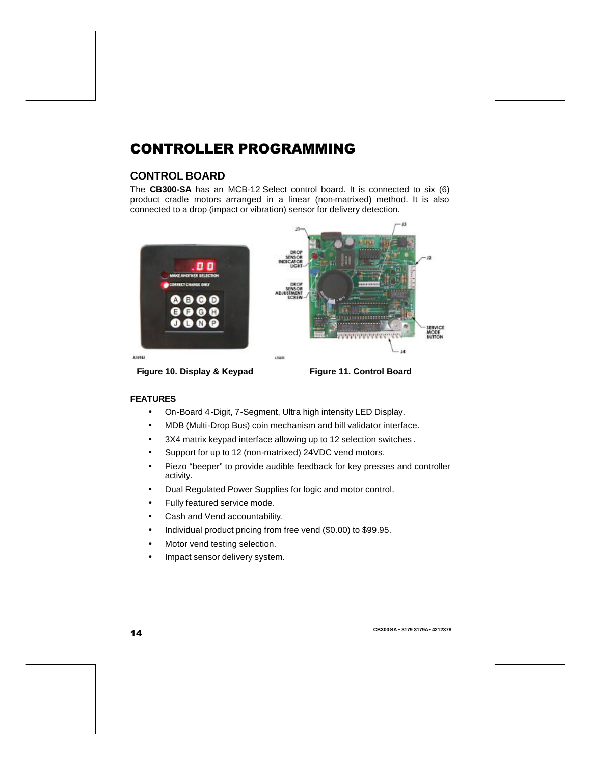# CONTROLLER PROGRAMMING

## CONTROL BOARD

The **CB300-SA** has an MCB-12 Select control board. It is connected to six (6) product cradle motors arranged in a linear (non-matrixed) method. It is also connected to a drop (impact or vibration) sensor for delivery detection.

Figure 10. Display & Keypad

Figure 11. Control Board

### FEATURES

- On-Board 4-Digit, 7-Segment, Ultra high intensity LED Display.
- MDB (Multi-Drop Bus) coin mechanism and bill validator interface.
- 3X4 matrix keypad interface allowing up to 12 selection switches.
- Support for up to 12 (non-matrixed) 24VDC vend motors.
- Piezo "beeper" to provide audible feedback for key presses and controller activity.
- Dual Regulated Power Supplies for logic and motor control.
- Fully featured service mode.
- Cash and Vend accountability.
- Individual product pricing from free vend ($0.00) to $99.95.
- Motor vend testing selection.
- Impact sensor delivery system.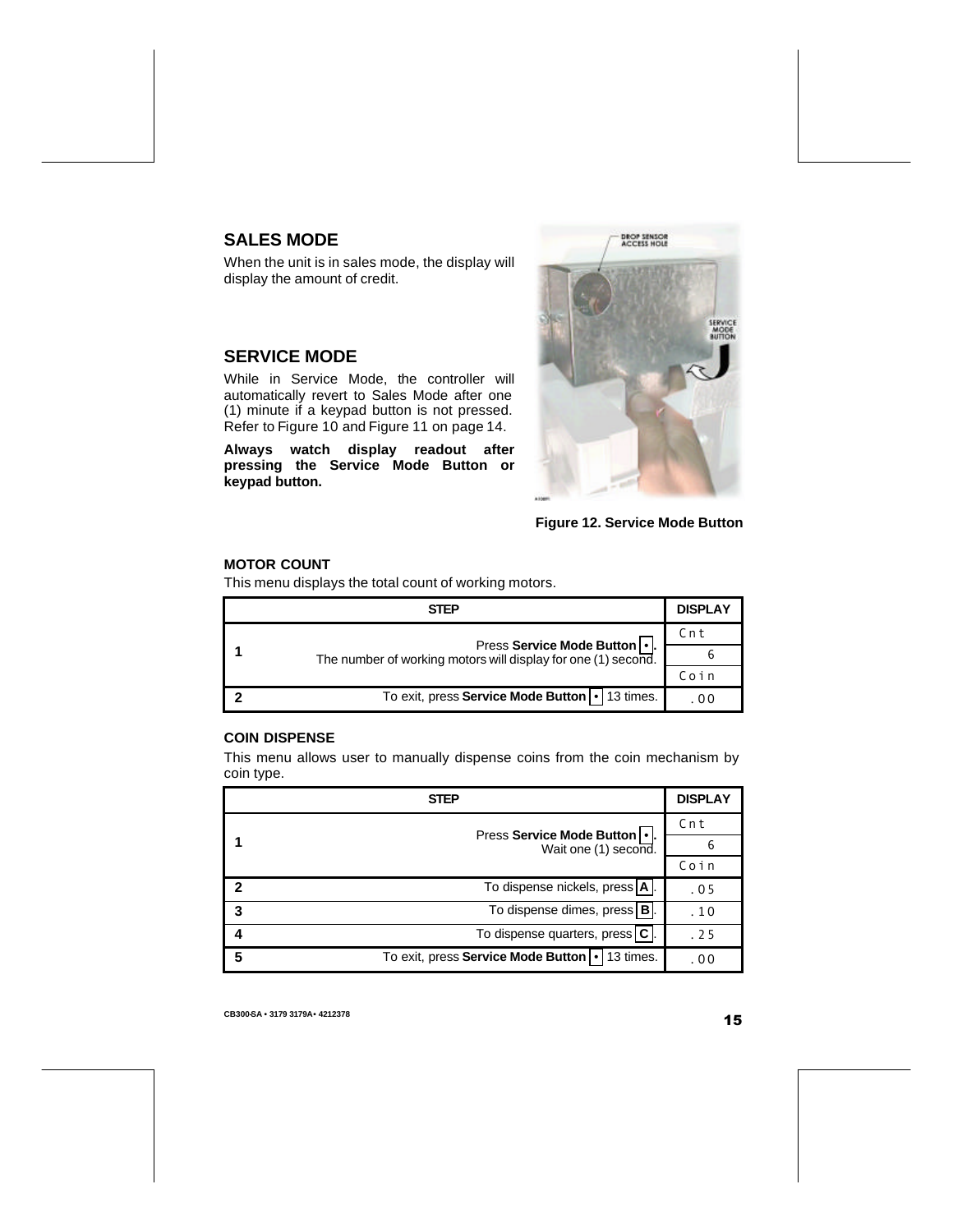## SALES MODE

When the unit is in sales mode, the display will display the amount of credit.

## SERVICE MODE

While in Service Mode, the controller will automatically revert to Sales Mode after one (1) minute if a keypad button is not pressed. Refer to Figure 10 and Figure 11 on page 14.

**Always watch display readout after pressing the Service Mode Button or keypad button.**

**Figure 12. Service Mode Button**

### MOTOR COUNT

This menu displays the total count of working motors.

| STEP | | DISPLAY |
|---|---|---|
| 1 | Press **Service Mode Button** [•]. The number of working motors will display for one (1) second. | Cnt |
| | | 6 |
| | | Coin |
| 2 | To exit, press **Service Mode Button** [•] 13 times. | .00 |

### COIN DISPENSE

This menu allows user to manually dispense coins from the coin mechanism by coin type.

| STEP | | DISPLAY |
|---|---|---|
| 1 | Press **Service Mode Button** [•]. Wait one (1) second. | Cnt |
| | | 6 |
| | | Coin |
| 2 | To dispense nickels, press [A]. | .05 |
| 3 | To dispense dimes, press [B]. | .10 |
| 4 | To dispense quarters, press [C]. | .25 |
| 5 | To exit, press **Service Mode Button** [•] 13 times. | .00 |

CB300-SA • 3179 3179A• 4212378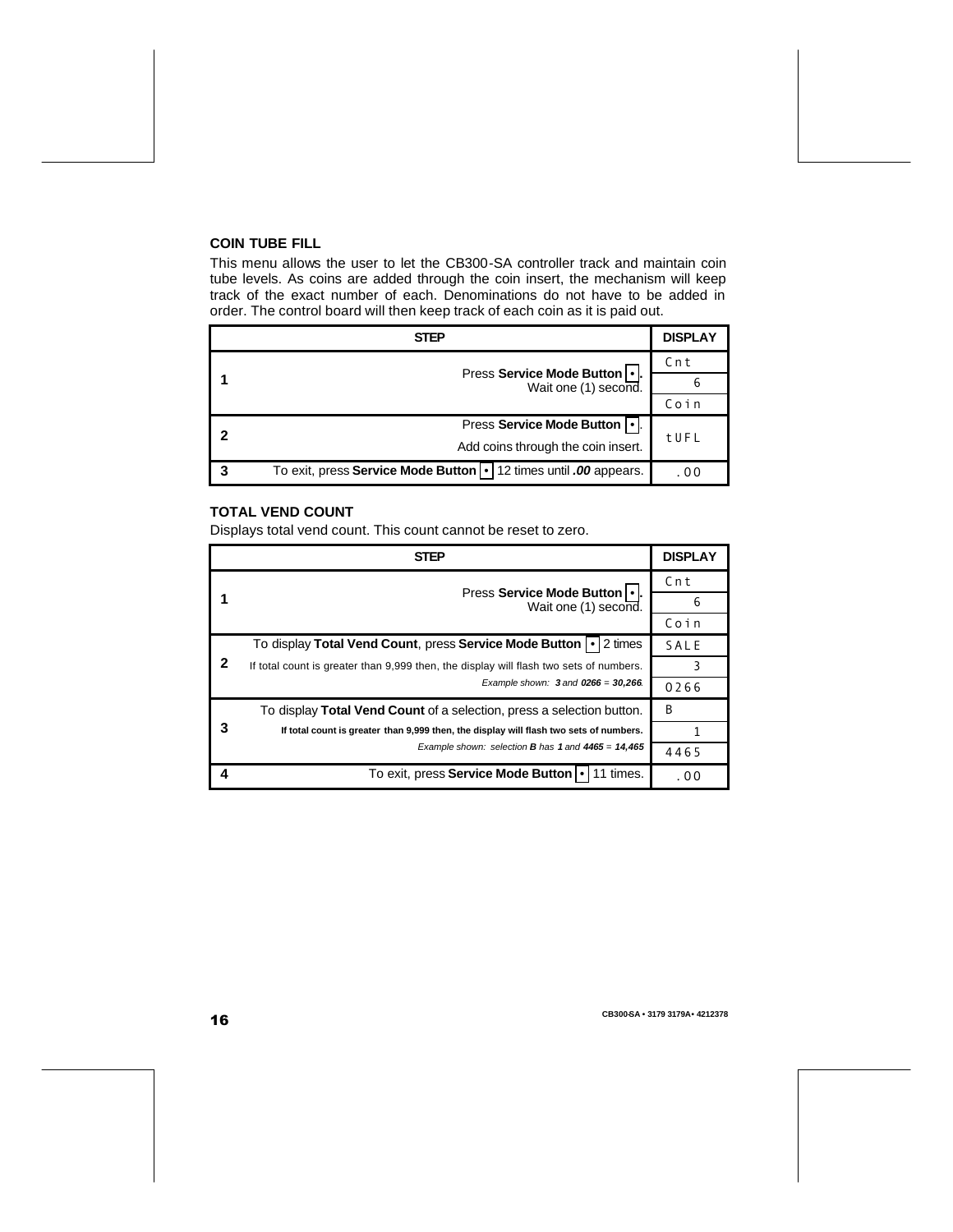### COIN TUBE FILL

This menu allows the user to let the CB300-SA controller track and maintain coin tube levels. As coins are added through the coin insert, the mechanism will keep track of the exact number of each. Denominations do not have to be added in order. The control board will then keep track of each coin as it is paid out.

| STEP | | DISPLAY |
|---|---|---|
| 1 | Press **Service Mode Button** •. Wait one (1) second. | Cnt |
| | | 6 |
| | | Coin |
| 2 | Press **Service Mode Button** •. Add coins through the coin insert. | tUFL |
| 3 | To exit, press **Service Mode Button** • 12 times until ***.00*** appears. | .00 |

### TOTAL VEND COUNT

Displays total vend count. This count cannot be reset to zero.

| STEP | | DISPLAY |
|---|---|---|
| 1 | Press **Service Mode Button** •. Wait one (1) second. | Cnt |
| | | 6 |
| | | Coin |
| 2 | To display **Total Vend Count**, press **Service Mode Button** • 2 times | SALE |
| | If total count is greater than 9,999 then, the display will flash two sets of numbers. | 3 |
| | *Example shown:* ***3*** *and* ***0266*** *=* ***30,266***. | 0266 |
| 3 | To display **Total Vend Count** of a selection, press a selection button. | B |
| | **If total count is greater than 9,999 then, the display will flash two sets of numbers.** | 1 |
| | *Example shown: selection* ***B*** *has* ***1*** *and* ***4465*** *=* ***14,465*** | 4465 |
| 4 | To exit, press **Service Mode Button** • 11 times. | .00 |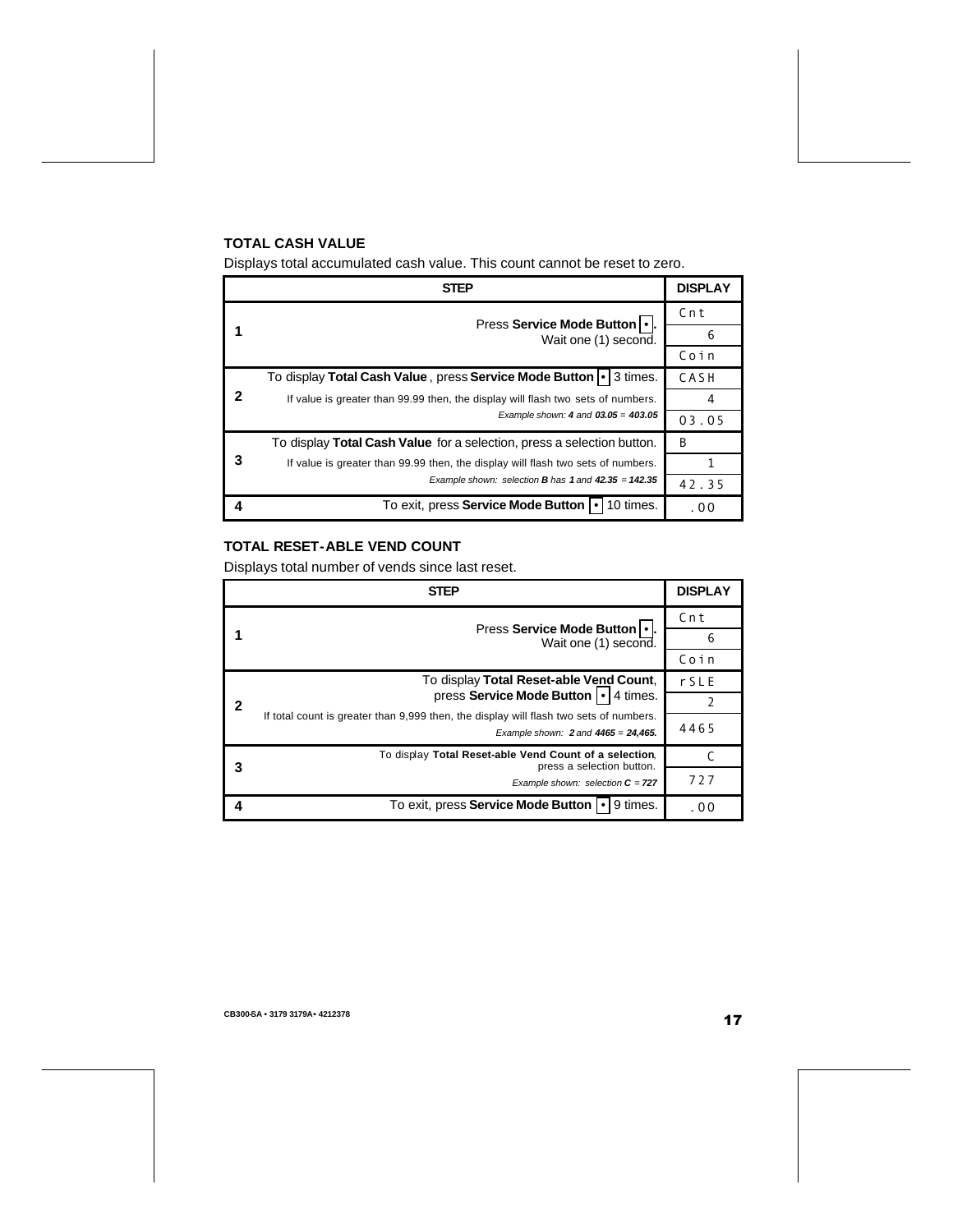## TOTAL CASH VALUE

Displays total accumulated cash value. This count cannot be reset to zero.

| | STEP | DISPLAY |
|---|---|---|
| 1 | Press **Service Mode Button** •. Wait one (1) second. | Cnt |
| | | 6 |
| | | Coin |
| 2 | To display **Total Cash Value**, press **Service Mode Button** • 3 times. | CASH |
| | If value is greater than 99.99 then, the display will flash two sets of numbers. | 4 |
| | *Example shown: **4** and **03.05** = **403.05*** | 03.05 |
| 3 | To display **Total Cash Value** for a selection, press a selection button. | B |
| | If value is greater than 99.99 then, the display will flash two sets of numbers. | 1 |
| | *Example shown: selection **B** has **1** and **42.35** = **142.35*** | 42.35 |
| 4 | To exit, press **Service Mode Button** • 10 times. | .00 |

## TOTAL RESET-ABLE VEND COUNT

Displays total number of vends since last reset.

| | STEP | DISPLAY |
|---|---|---|
| 1 | Press **Service Mode Button** •. Wait one (1) second. | Cnt |
| | | 6 |
| | | Coin |
| 2 | To display **Total Reset-able Vend Count**, press **Service Mode Button** • 4 times. | rSLE |
| | If total count is greater than 9,999 then, the display will flash two sets of numbers. | 2 |
| | *Example shown: **2** and **4465** = **24,465.*** | 4465 |
| 3 | To display **Total Reset-able Vend Count of a selection**, press a selection button. | C |
| | *Example shown: selection **C** = **727*** | 727 |
| 4 | To exit, press **Service Mode Button** • 9 times. | .00 |

CB300-SA • 3179 3179A• 4212378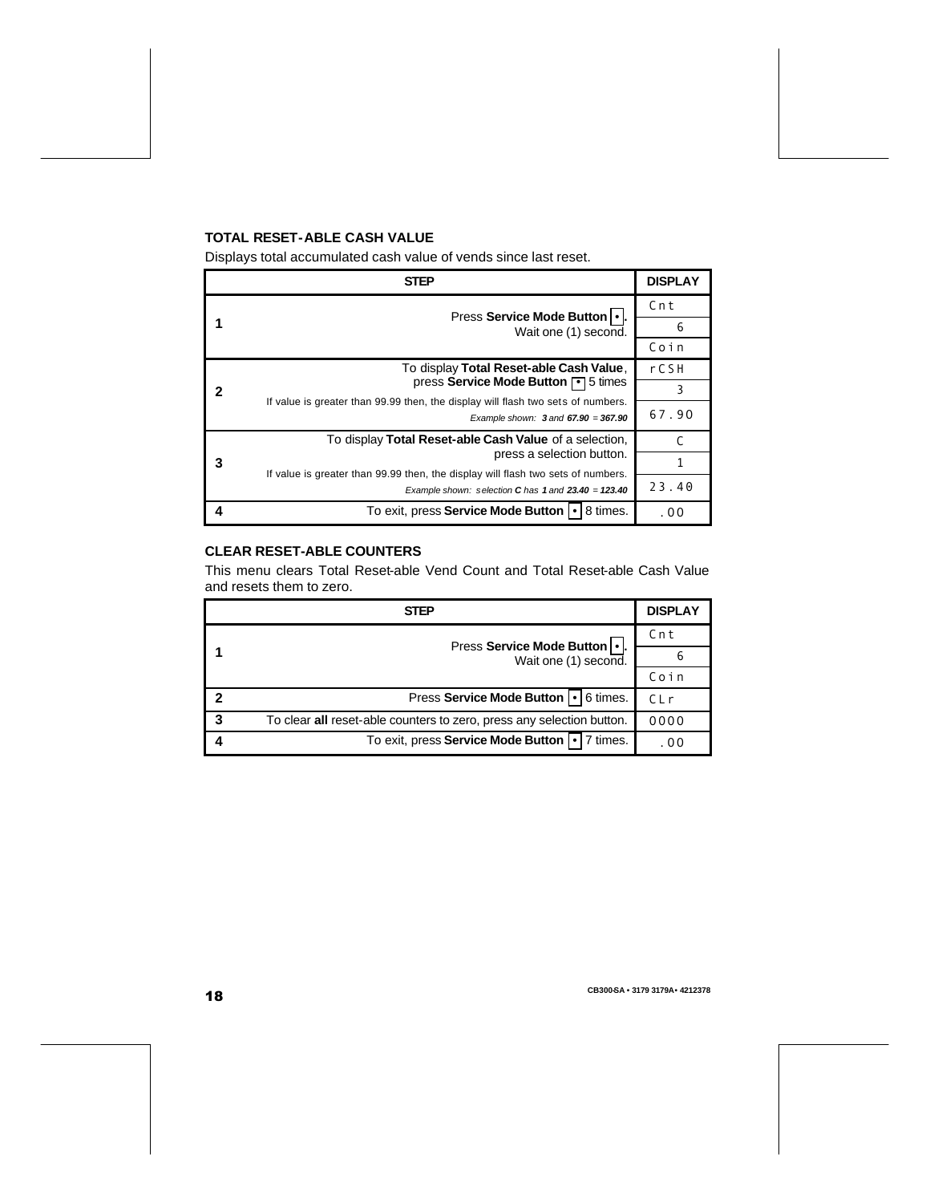### TOTAL RESET-ABLE CASH VALUE

Displays total accumulated cash value of vends since last reset.

| STEP | | DISPLAY |
|---|---|---|
| 1 | Press **Service Mode Button** [•]. Wait one (1) second. | Cnt |
| | | 6 |
| | | Coin |
| 2 | To display **Total Reset-able Cash Value**, press **Service Mode Button** [•] 5 times | rCSH |
| | If value is greater than 99.99 then, the display will flash two sets of numbers. | 3 |
| | *Example shown: **3** and **67.90** = **367.90*** | 67.90 |
| 3 | To display **Total Reset-able Cash Value** of a selection, press a selection button. | C |
| | If value is greater than 99.99 then, the display will flash two sets of numbers. | 1 |
| | *Example shown: selection **C** has **1** and **23.40** = **123.40*** | 23.40 |
| 4 | To exit, press **Service Mode Button** [•] 8 times. | .00 |

### CLEAR RESET-ABLE COUNTERS

This menu clears Total Reset-able Vend Count and Total Reset-able Cash Value and resets them to zero.

| STEP | | DISPLAY |
|---|---|---|
| 1 | Press **Service Mode Button** [•]. Wait one (1) second. | Cnt |
| | | 6 |
| | | Coin |
| 2 | Press **Service Mode Button** [•] 6 times. | CLr |
| 3 | To clear **all** reset-able counters to zero, press any selection button. | 0000 |
| 4 | To exit, press **Service Mode Button** [•] 7 times. | .00 |

CB300-SA • 3179 3179A • 4212378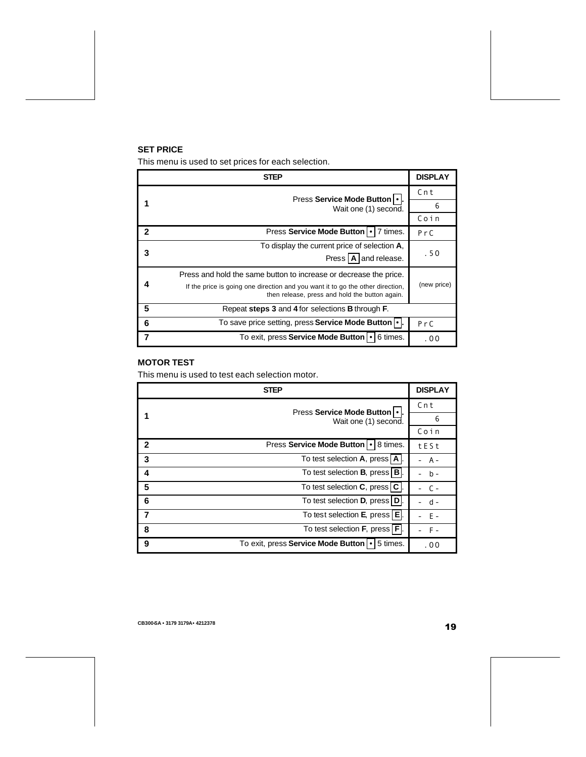## SET PRICE

This menu is used to set prices for each selection.

| | STEP | DISPLAY |
|---|---|---|
| 1 | Press **Service Mode Button** [•]. Wait one (1) second. | Cnt<br>6<br>Coin |
| 2 | Press **Service Mode Button** [•] 7 times. | PrC |
| 3 | To display the current price of selection **A**, Press [**A**] and release. | .50 |
| 4 | Press and hold the same button to increase or decrease the price.<br>If the price is going one direction and you want it to go the other direction, then release, press and hold the button again. | (new price) |
| 5 | Repeat **steps 3** and **4** for selections **B** through **F**. | |
| 6 | To save price setting, press **Service Mode Button** [•]. | PrC |
| 7 | To exit, press **Service Mode Button** [•] 6 times. | .00 |

## MOTOR TEST

This menu is used to test each selection motor.

| | STEP | DISPLAY |
|---|---|---|
| 1 | Press **Service Mode Button** [•]. Wait one (1) second. | Cnt<br>6<br>Coin |
| 2 | Press **Service Mode Button** [•] 8 times. | tESt |
| 3 | To test selection **A**, press [**A**]. | - A - |
| 4 | To test selection **B**, press [**B**]. | - b - |
| 5 | To test selection **C**, press [**C**]. | - C - |
| 6 | To test selection **D**, press [**D**]. | - d - |
| 7 | To test selection **E**, press [**E**]. | - E - |
| 8 | To test selection **F**, press [**F**]. | - F - |
| 9 | To exit, press **Service Mode Button** [•] 5 times. | .00 |

CB300-SA • 3179 3179A• 4212378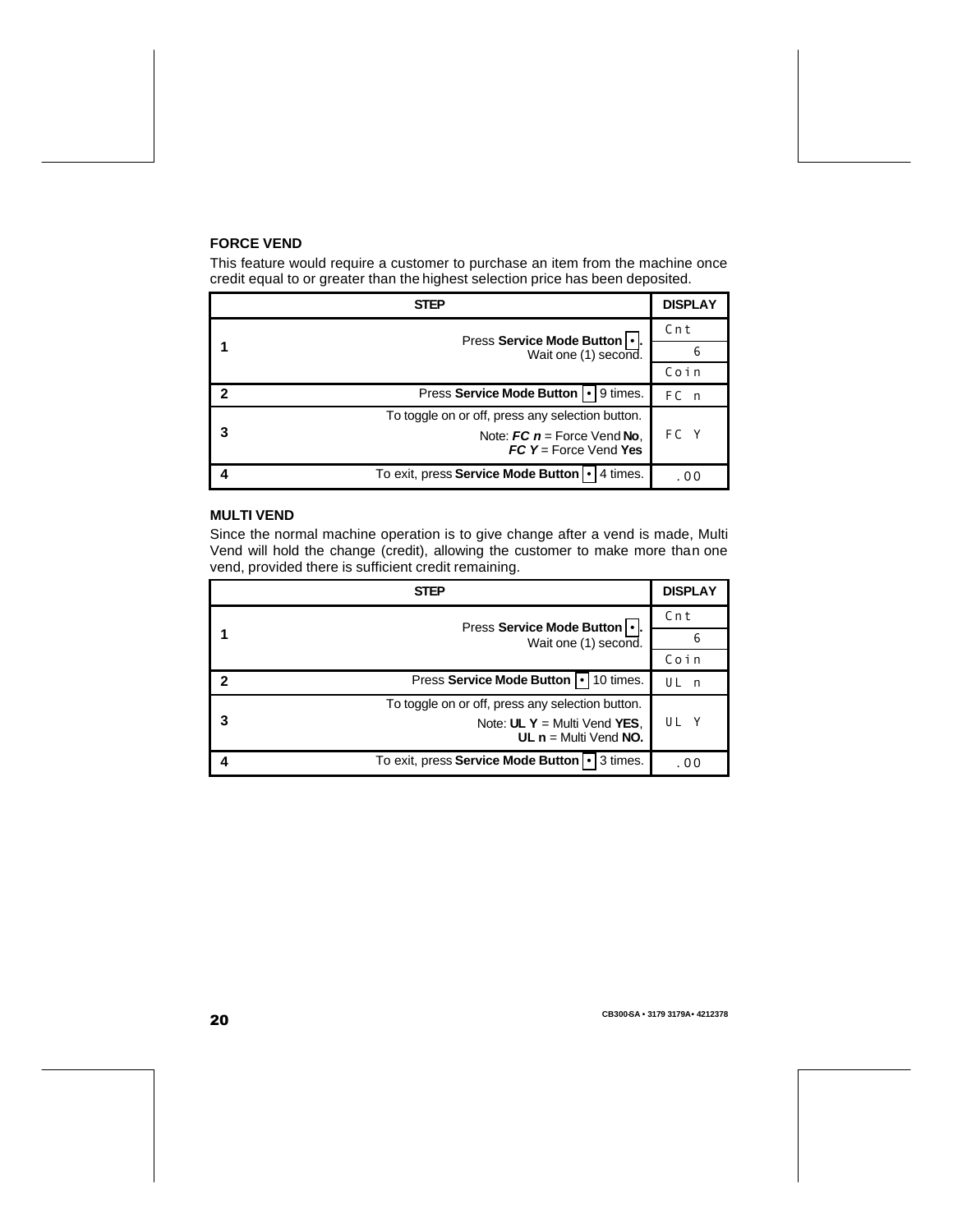## FORCE VEND

This feature would require a customer to purchase an item from the machine once credit equal to or greater than the highest selection price has been deposited.

| STEP | | DISPLAY |
|---|---|---|
| 1 | Press **Service Mode Button** [•]. Wait one (1) second. | Cnt<br>6<br>Coin |
| 2 | Press **Service Mode Button** [•] 9 times. | FC n |
| 3 | To toggle on or off, press any selection button.<br>Note: ***FC n*** = Force Vend **No**, ***FC Y*** = Force Vend **Yes** | FC Y |
| 4 | To exit, press **Service Mode Button** [•] 4 times. | .00 |

## MULTI VEND

Since the normal machine operation is to give change after a vend is made, Multi Vend will hold the change (credit), allowing the customer to make more than one vend, provided there is sufficient credit remaining.

| STEP | | DISPLAY |
|---|---|---|
| 1 | Press **Service Mode Button** [•]. Wait one (1) second. | Cnt<br>6<br>Coin |
| 2 | Press **Service Mode Button** [•] 10 times. | UL n |
| 3 | To toggle on or off, press any selection button.<br>Note: **UL Y** = Multi Vend **YES**, **UL n** = Multi Vend **NO.** | UL Y |
| 4 | To exit, press **Service Mode Button** [•] 3 times. | .00 |

CB300-SA • 3179 3179A• 4212378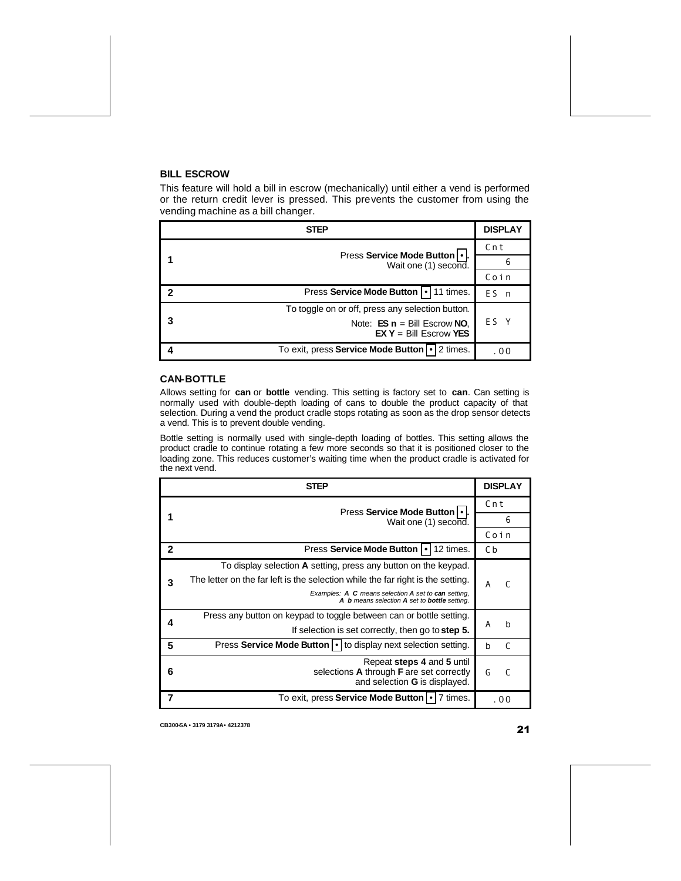## BILL ESCROW

This feature will hold a bill in escrow (mechanically) until either a vend is performed or the return credit lever is pressed. This prevents the customer from using the vending machine as a bill changer.

| STEP | | DISPLAY |
|---|---|---|
| 1 | Press **Service Mode Button** [•]. Wait one (1) second. | Cnt<br>6<br>Coin |
| 2 | Press **Service Mode Button** [•] 11 times. | ES n |
| 3 | To toggle on or off, press any selection button.<br>Note: **ES n** = Bill Escrow **NO**, **EX Y** = Bill Escrow **YES** | ES Y |
| 4 | To exit, press **Service Mode Button** [•] 2 times. | .00 |

## CAN-BOTTLE

Allows setting for **can** or **bottle** vending. This setting is factory set to **can**. Can setting is normally used with double-depth loading of cans to double the product capacity of that selection. During a vend the product cradle stops rotating as soon as the drop sensor detects a vend. This is to prevent double vending.

Bottle setting is normally used with single-depth loading of bottles. This setting allows the product cradle to continue rotating a few more seconds so that it is positioned closer to the loading zone. This reduces customer's waiting time when the product cradle is activated for the next vend.

| STEP | | DISPLAY |
|---|---|---|
| 1 | Press **Service Mode Button** [•]. Wait one (1) second. | Cnt<br>6<br>Coin |
| 2 | Press **Service Mode Button** [•] 12 times. | Cb |
| 3 | To display selection **A** setting, press any button on the keypad.<br>The letter on the far left is the selection while the far right is the setting.<br>*Examples: **A C** means selection **A** set to **can** setting, **A b** means selection **A** set to **bottle** setting.* | A C |
| 4 | Press any button on keypad to toggle between can or bottle setting.<br>If selection is set correctly, then go to **step 5.** | A b |
| 5 | Press **Service Mode Button** [•] to display next selection setting. | b C |
| 6 | Repeat **steps 4** and **5** until selections **A** through **F** are set correctly and selection **G** is displayed. | G C |
| 7 | To exit, press **Service Mode Button** [•] 7 times. | .00 |

CB300-SA • 3179 3179A• 4212378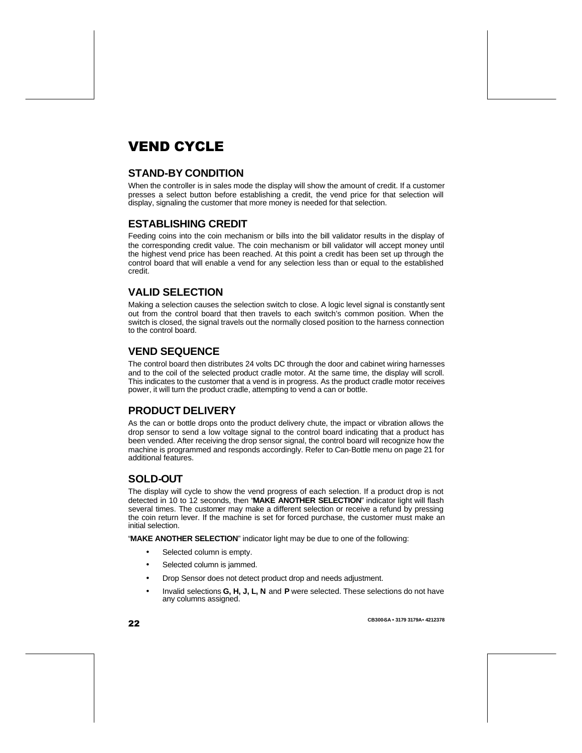# VEND CYCLE

## STAND-BY CONDITION

When the controller is in sales mode the display will show the amount of credit. If a customer presses a select button before establishing a credit, the vend price for that selection will display, signaling the customer that more money is needed for that selection.

## ESTABLISHING CREDIT

Feeding coins into the coin mechanism or bills into the bill validator results in the display of the corresponding credit value. The coin mechanism or bill validator will accept money until the highest vend price has been reached. At this point a credit has been set up through the control board that will enable a vend for any selection less than or equal to the established credit.

## VALID SELECTION

Making a selection causes the selection switch to close. A logic level signal is constantly sent out from the control board that then travels to each switch's common position. When the switch is closed, the signal travels out the normally closed position to the harness connection to the control board.

## VEND SEQUENCE

The control board then distributes 24 volts DC through the door and cabinet wiring harnesses and to the coil of the selected product cradle motor. At the same time, the display will scroll. This indicates to the customer that a vend is in progress. As the product cradle motor receives power, it will turn the product cradle, attempting to vend a can or bottle.

## PRODUCT DELIVERY

As the can or bottle drops onto the product delivery chute, the impact or vibration allows the drop sensor to send a low voltage signal to the control board indicating that a product has been vended. After receiving the drop sensor signal, the control board will recognize how the machine is programmed and responds accordingly. Refer to Can-Bottle menu on page 21 for additional features.

## SOLD-OUT

The display will cycle to show the vend progress of each selection. If a product drop is not detected in 10 to 12 seconds, then "**MAKE ANOTHER SELECTION**" indicator light will flash several times. The customer may make a different selection or receive a refund by pressing the coin return lever. If the machine is set for forced purchase, the customer must make an initial selection.

"**MAKE ANOTHER SELECTION**" indicator light may be due to one of the following:

- Selected column is empty.
- Selected column is jammed.
- Drop Sensor does not detect product drop and needs adjustment.
- Invalid selections **G, H, J, L, N** and **P** were selected. These selections do not have any columns assigned.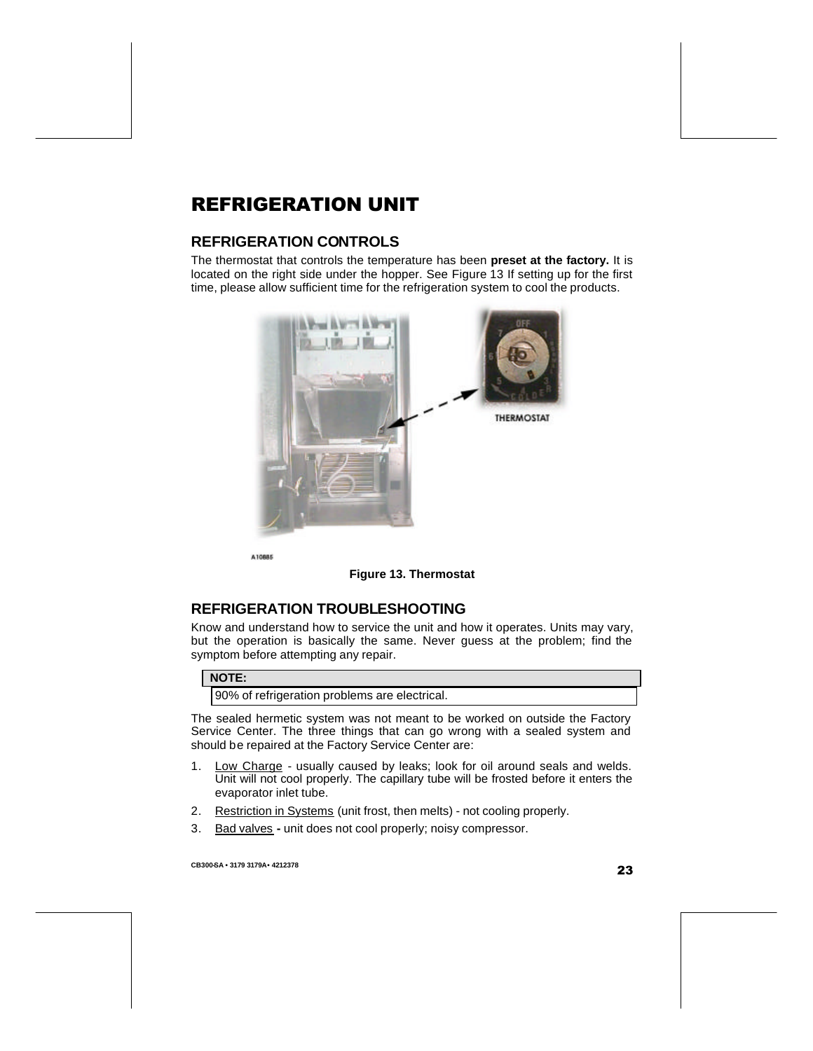# REFRIGERATION UNIT

## REFRIGERATION CONTROLS

The thermostat that controls the temperature has been **preset at the factory.** It is located on the right side under the hopper. See Figure 13 If setting up for the first time, please allow sufficient time for the refrigeration system to cool the products.

**Figure 13. Thermostat**

## REFRIGERATION TROUBLESHOOTING

Know and understand how to service the unit and how it operates. Units may vary, but the operation is basically the same. Never guess at the problem; find the symptom before attempting any repair.

| NOTE: |
| --- |
| 90% of refrigeration problems are electrical. |

The sealed hermetic system was not meant to be worked on outside the Factory Service Center. The three things that can go wrong with a sealed system and should be repaired at the Factory Service Center are:

1. Low Charge - usually caused by leaks; look for oil around seals and welds. Unit will not cool properly. The capillary tube will be frosted before it enters the evaporator inlet tube.
2. Restriction in Systems (unit frost, then melts) - not cooling properly.
3. Bad valves **-** unit does not cool properly; noisy compressor.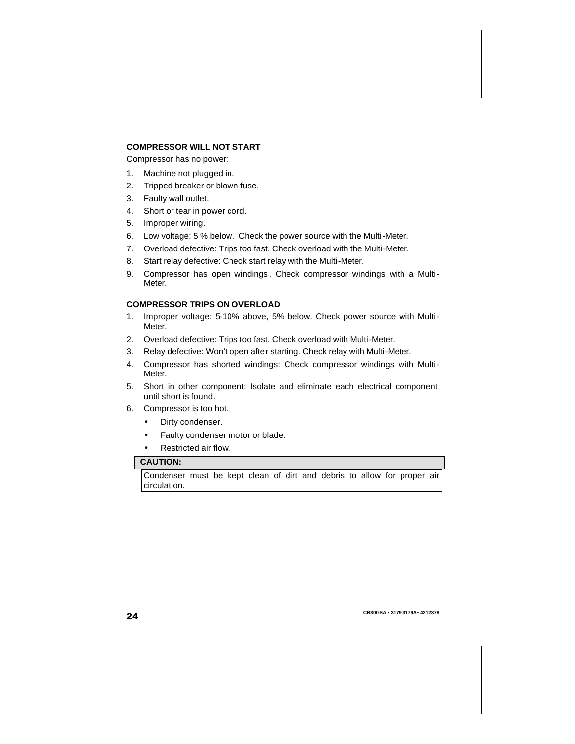### COMPRESSOR WILL NOT START

Compressor has no power:

1. Machine not plugged in.
2. Tripped breaker or blown fuse.
3. Faulty wall outlet.
4. Short or tear in power cord.
5. Improper wiring.
6. Low voltage: 5 % below. Check the power source with the Multi-Meter.
7. Overload defective: Trips too fast. Check overload with the Multi-Meter.
8. Start relay defective: Check start relay with the Multi-Meter.
9. Compressor has open windings. Check compressor windings with a Multi-Meter.

### COMPRESSOR TRIPS ON OVERLOAD

1. Improper voltage: 5-10% above, 5% below. Check power source with Multi-Meter.
2. Overload defective: Trips too fast. Check overload with Multi-Meter.
3. Relay defective: Won't open after starting. Check relay with Multi-Meter.
4. Compressor has shorted windings: Check compressor windings with Multi-Meter.
5. Short in other component: Isolate and eliminate each electrical component until short is found.
6. Compressor is too hot.
   - Dirty condenser.
   - Faulty condenser motor or blade.
   - Restricted air flow.

**CAUTION:**

Condenser must be kept clean of dirt and debris to allow for proper air circulation.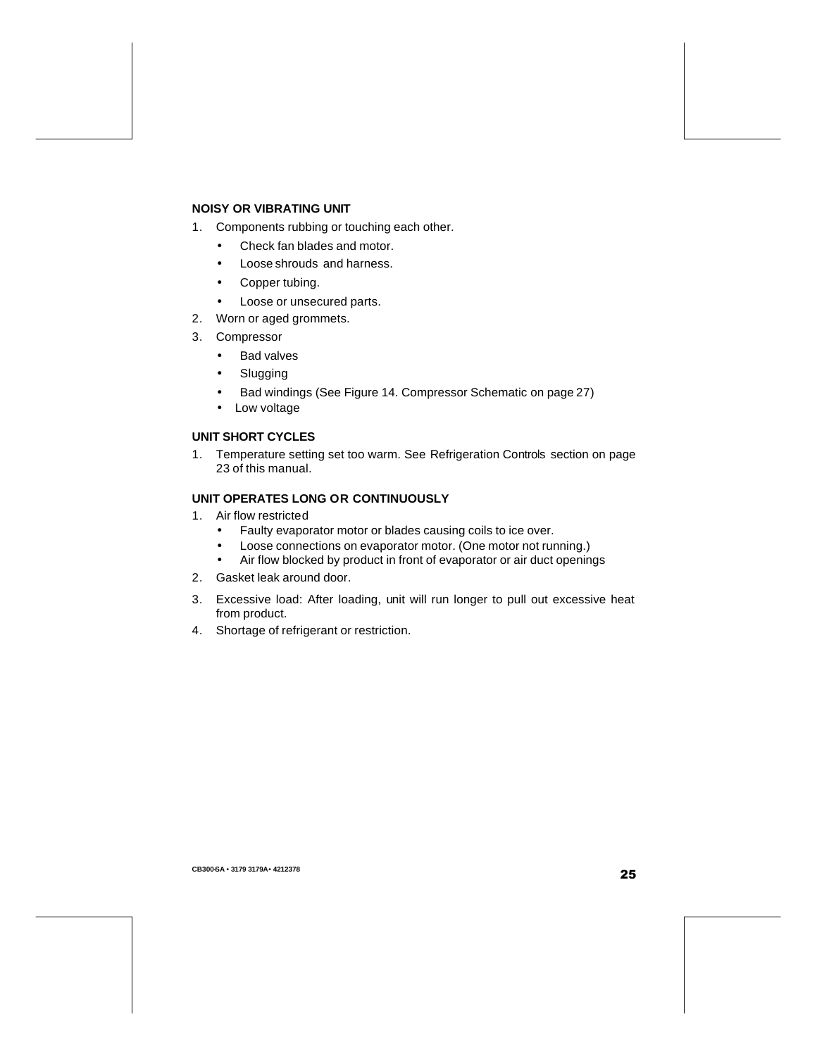**NOISY OR VIBRATING UNIT**

1. Components rubbing or touching each other.
   - Check fan blades and motor.
   - Loose shrouds and harness.
   - Copper tubing.
   - Loose or unsecured parts.
2. Worn or aged grommets.
3. Compressor
   - Bad valves
   - Slugging
   - Bad windings (See Figure 14. Compressor Schematic on page 27)
   - Low voltage

**UNIT SHORT CYCLES**

1. Temperature setting set too warm. See Refrigeration Controls section on page 23 of this manual.

**UNIT OPERATES LONG OR CONTINUOUSLY**

1. Air flow restricted
   - Faulty evaporator motor or blades causing coils to ice over.
   - Loose connections on evaporator motor. (One motor not running.)
   - Air flow blocked by product in front of evaporator or air duct openings
2. Gasket leak around door.
3. Excessive load: After loading, unit will run longer to pull out excessive heat from product.
4. Shortage of refrigerant or restriction.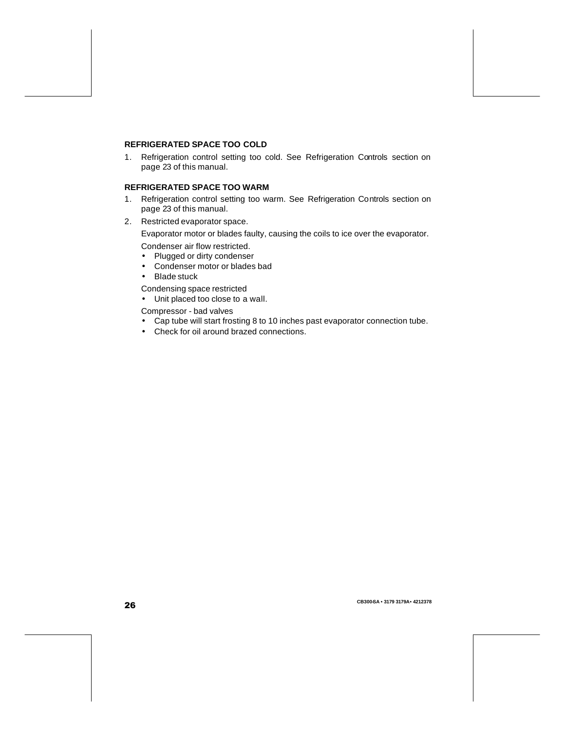### REFRIGERATED SPACE TOO COLD

1. Refrigeration control setting too cold. See Refrigeration Controls section on page 23 of this manual.

### REFRIGERATED SPACE TOO WARM

1. Refrigeration control setting too warm. See Refrigeration Controls section on page 23 of this manual.
2. Restricted evaporator space.

   Evaporator motor or blades faulty, causing the coils to ice over the evaporator.

   Condenser air flow restricted.
   - Plugged or dirty condenser
   - Condenser motor or blades bad
   - Blade stuck

   Condensing space restricted
   - Unit placed too close to a wall.

   Compressor - bad valves
   - Cap tube will start frosting 8 to 10 inches past evaporator connection tube.
   - Check for oil around brazed connections.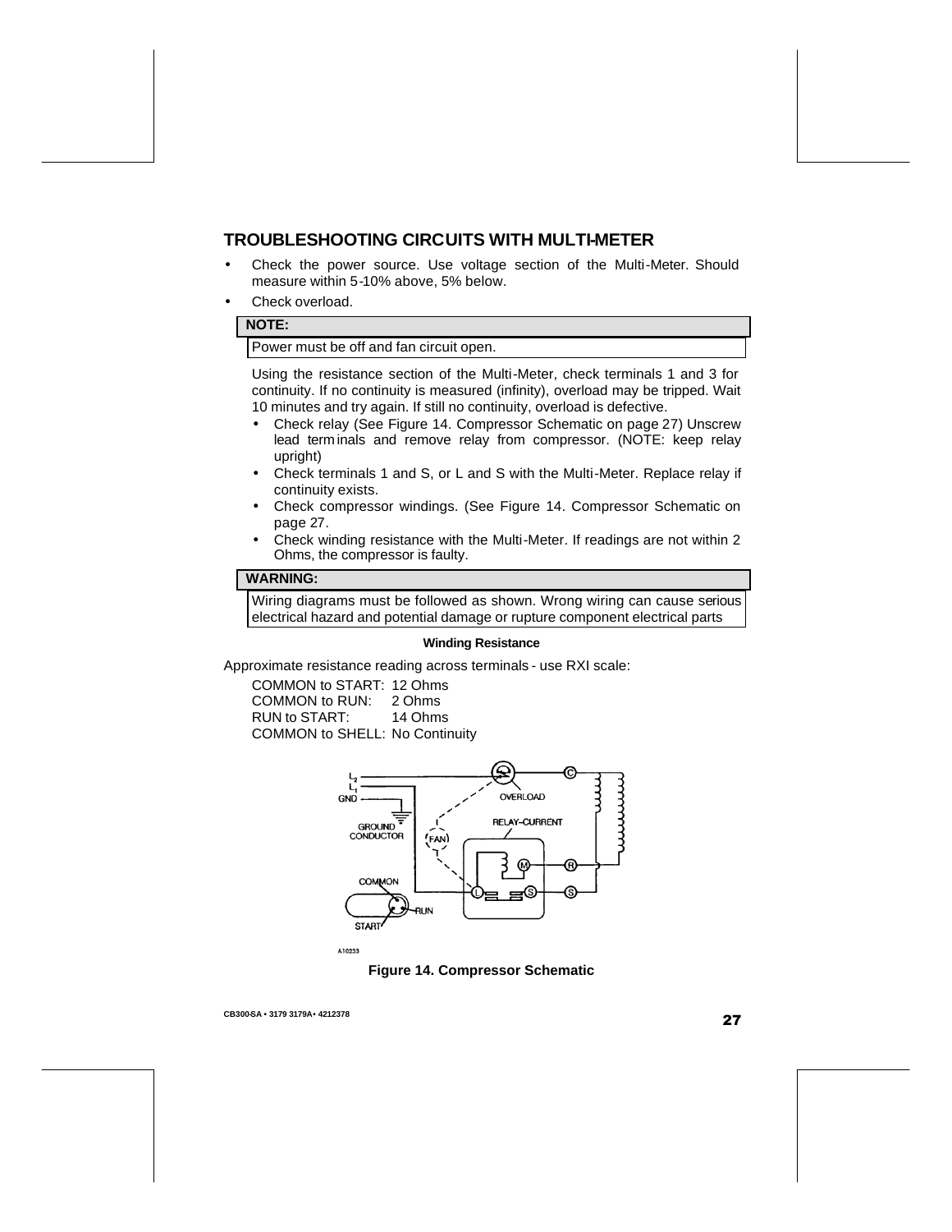## TROUBLESHOOTING CIRCUITS WITH MULTI-METER

- Check the power source. Use voltage section of the Multi-Meter. Should measure within 5-10% above, 5% below.
- Check overload.

**NOTE:**

Power must be off and fan circuit open.

Using the resistance section of the Multi-Meter, check terminals 1 and 3 for continuity. If no continuity is measured (infinity), overload may be tripped. Wait 10 minutes and try again. If still no continuity, overload is defective.

- Check relay (See Figure 14. Compressor Schematic on page 27) Unscrew lead terminals and remove relay from compressor. (NOTE: keep relay upright)
- Check terminals 1 and S, or L and S with the Multi-Meter. Replace relay if continuity exists.
- Check compressor windings. (See Figure 14. Compressor Schematic on page 27.
- Check winding resistance with the Multi-Meter. If readings are not within 2 Ohms, the compressor is faulty.

**WARNING:**

Wiring diagrams must be followed as shown. Wrong wiring can cause serious electrical hazard and potential damage or rupture component electrical parts

**Winding Resistance**

Approximate resistance reading across terminals - use RXI scale:

COMMON to START: 12 Ohms
COMMON to RUN: 2 Ohms
RUN to START: 14 Ohms
COMMON to SHELL: No Continuity

**Figure 14. Compressor Schematic**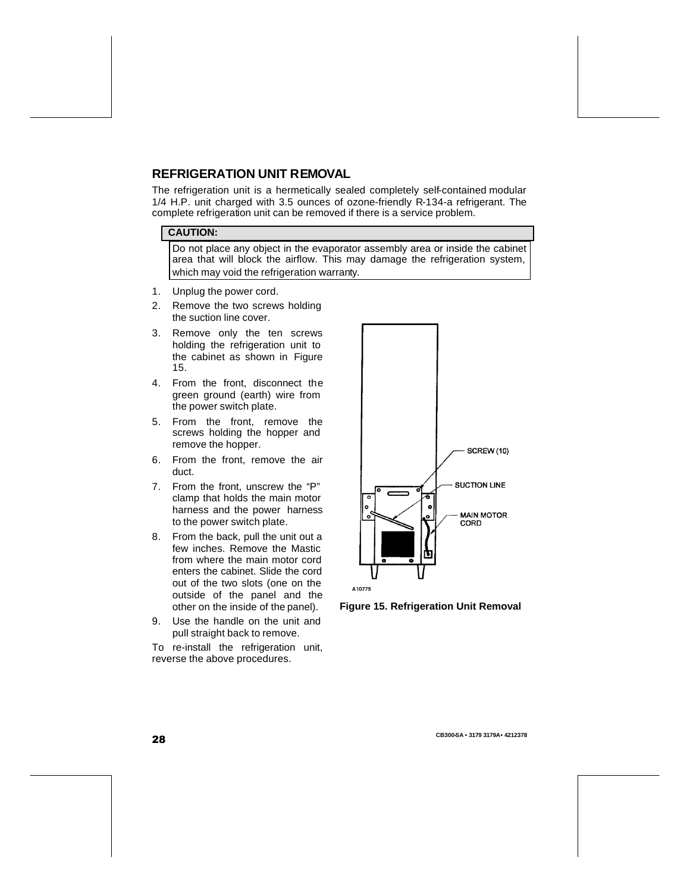## REFRIGERATION UNIT REMOVAL

The refrigeration unit is a hermetically sealed completely self-contained modular 1/4 H.P. unit charged with 3.5 ounces of ozone-friendly R-134-a refrigerant. The complete refrigeration unit can be removed if there is a service problem.

| CAUTION: |
| --- |
| Do not place any object in the evaporator assembly area or inside the cabinet area that will block the airflow. This may damage the refrigeration system, which may void the refrigeration warranty. |

1. Unplug the power cord.
2. Remove the two screws holding the suction line cover.
3. Remove only the ten screws holding the refrigeration unit to the cabinet as shown in Figure 15.
4. From the front, disconnect the green ground (earth) wire from the power switch plate.
5. From the front, remove the screws holding the hopper and remove the hopper.
6. From the front, remove the air duct.
7. From the front, unscrew the "P" clamp that holds the main motor harness and the power harness to the power switch plate.
8. From the back, pull the unit out a few inches. Remove the Mastic from where the main motor cord enters the cabinet. Slide the cord out of the two slots (one on the outside of the panel and the other on the inside of the panel).
9. Use the handle on the unit and pull straight back to remove.

To re-install the refrigeration unit, reverse the above procedures.

SCREW (10)
SUCTION LINE
MAIN MOTOR CORD
A10775

**Figure 15. Refrigeration Unit Removal**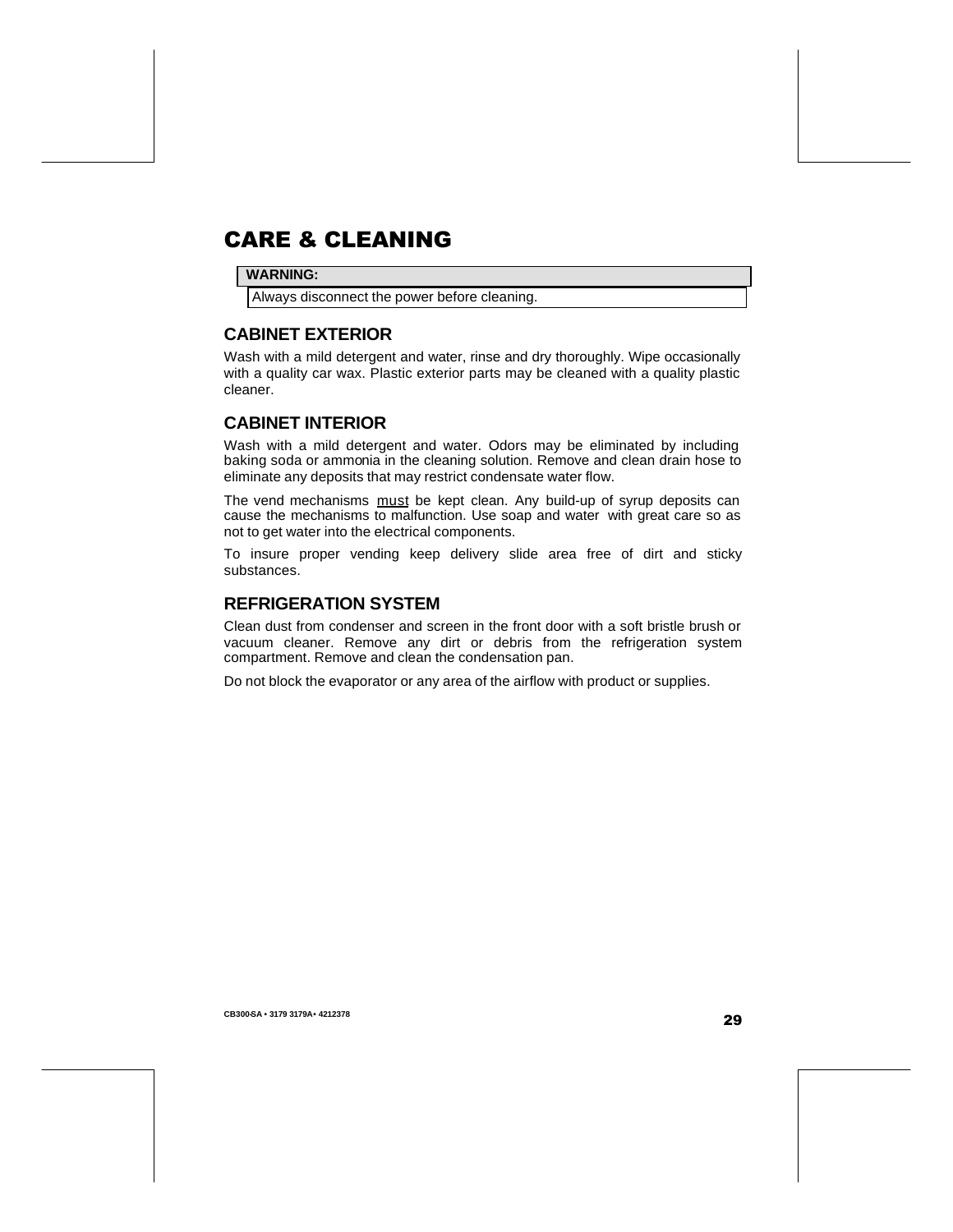# CARE & CLEANING

| WARNING: |
| --- |
| Always disconnect the power before cleaning. |

## CABINET EXTERIOR

Wash with a mild detergent and water, rinse and dry thoroughly. Wipe occasionally with a quality car wax. Plastic exterior parts may be cleaned with a quality plastic cleaner.

## CABINET INTERIOR

Wash with a mild detergent and water. Odors may be eliminated by including baking soda or ammonia in the cleaning solution. Remove and clean drain hose to eliminate any deposits that may restrict condensate water flow.

The vend mechanisms <u>must</u> be kept clean. Any build-up of syrup deposits can cause the mechanisms to malfunction. Use soap and water with great care so as not to get water into the electrical components.

To insure proper vending keep delivery slide area free of dirt and sticky substances.

## REFRIGERATION SYSTEM

Clean dust from condenser and screen in the front door with a soft bristle brush or vacuum cleaner. Remove any dirt or debris from the refrigeration system compartment. Remove and clean the condensation pan.

Do not block the evaporator or any area of the airflow with product or supplies.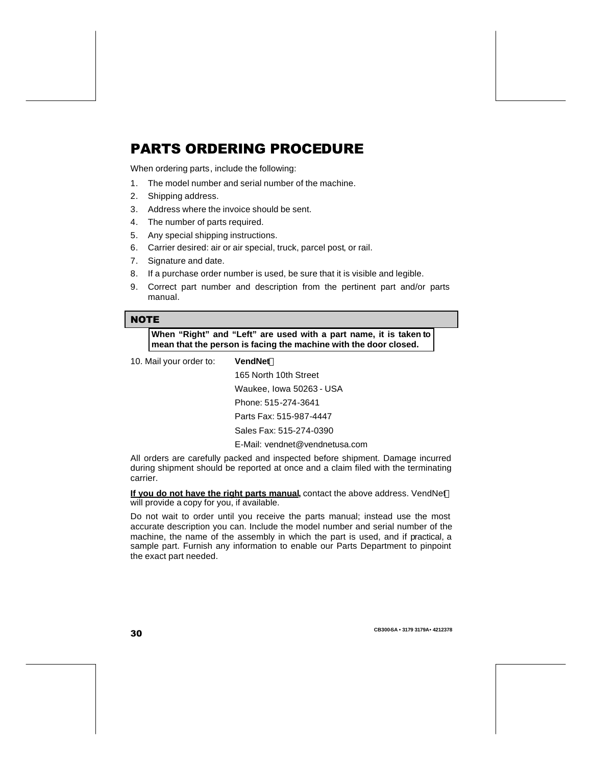# PARTS ORDERING PROCEDURE

When ordering parts, include the following:

1. The model number and serial number of the machine.
2. Shipping address.
3. Address where the invoice should be sent.
4. The number of parts required.
5. Any special shipping instructions.
6. Carrier desired: air or air special, truck, parcel post, or rail.
7. Signature and date.
8. If a purchase order number is used, be sure that it is visible and legible.
9. Correct part number and description from the pertinent part and/or parts manual.

**NOTE**

**When "Right" and "Left" are used with a part name, it is taken to mean that the person is facing the machine with the door closed.**

10. Mail your order to:

**VendNet**
165 North 10th Street
Waukee, Iowa 50263 - USA
Phone: 515-274-3641
Parts Fax: 515-987-4447
Sales Fax: 515-274-0390
E-Mail: vendnet@vendnetusa.com

All orders are carefully packed and inspected before shipment. Damage incurred during shipment should be reported at once and a claim filed with the terminating carrier.

**If you do not have the right parts manual,** contact the above address. VendNet will provide a copy for you, if available.

Do not wait to order until you receive the parts manual; instead use the most accurate description you can. Include the model number and serial number of the machine, the name of the assembly in which the part is used, and if practical, a sample part. Furnish any information to enable our Parts Department to pinpoint the exact part needed.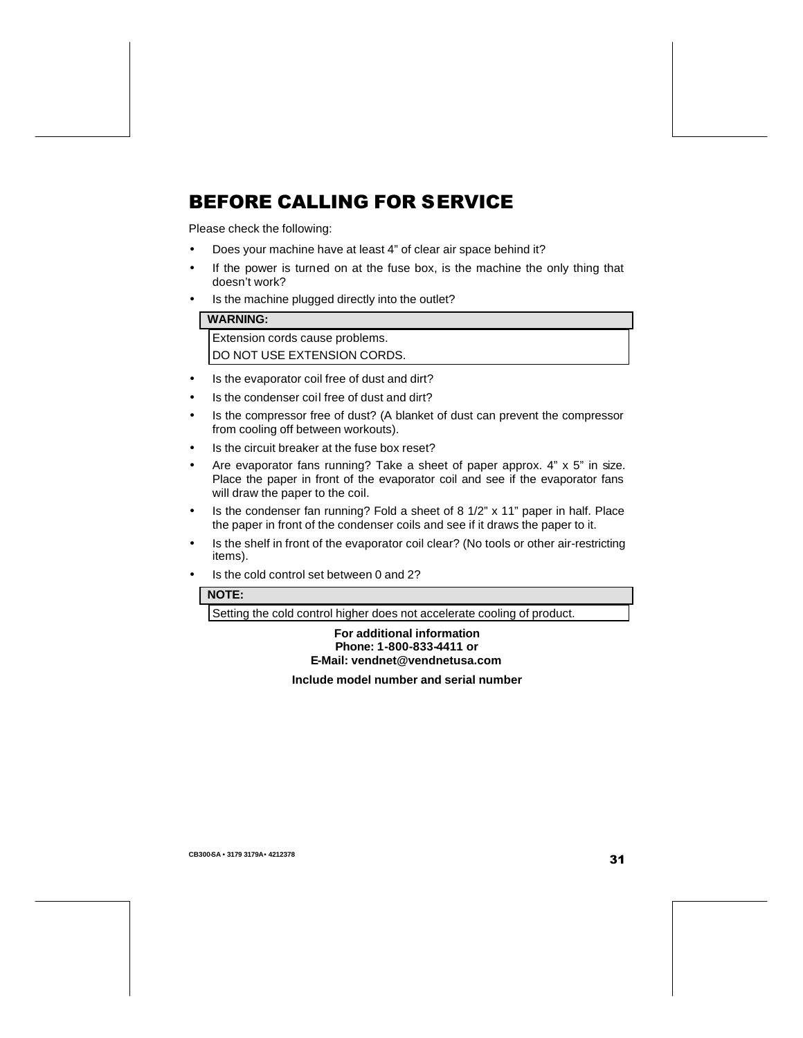# BEFORE CALLING FOR SERVICE

Please check the following:

- Does your machine have at least 4" of clear air space behind it?
- If the power is turned on at the fuse box, is the machine the only thing that doesn't work?
- Is the machine plugged directly into the outlet?

**WARNING:**

Extension cords cause problems.
DO NOT USE EXTENSION CORDS.

- Is the evaporator coil free of dust and dirt?
- Is the condenser coil free of dust and dirt?
- Is the compressor free of dust? (A blanket of dust can prevent the compressor from cooling off between workouts).
- Is the circuit breaker at the fuse box reset?
- Are evaporator fans running? Take a sheet of paper approx. 4" x 5" in size. Place the paper in front of the evaporator coil and see if the evaporator fans will draw the paper to the coil.
- Is the condenser fan running? Fold a sheet of 8 1/2" x 11" paper in half. Place the paper in front of the condenser coils and see if it draws the paper to it.
- Is the shelf in front of the evaporator coil clear? (No tools or other air-restricting items).
- Is the cold control set between 0 and 2?

**NOTE:**

Setting the cold control higher does not accelerate cooling of product.

**For additional information**
**Phone: 1-800-833-4411 or**
**E-Mail: vendnet@vendnetusa.com**

**Include model number and serial number**

CB300-SA • 3179 3179A• 4212378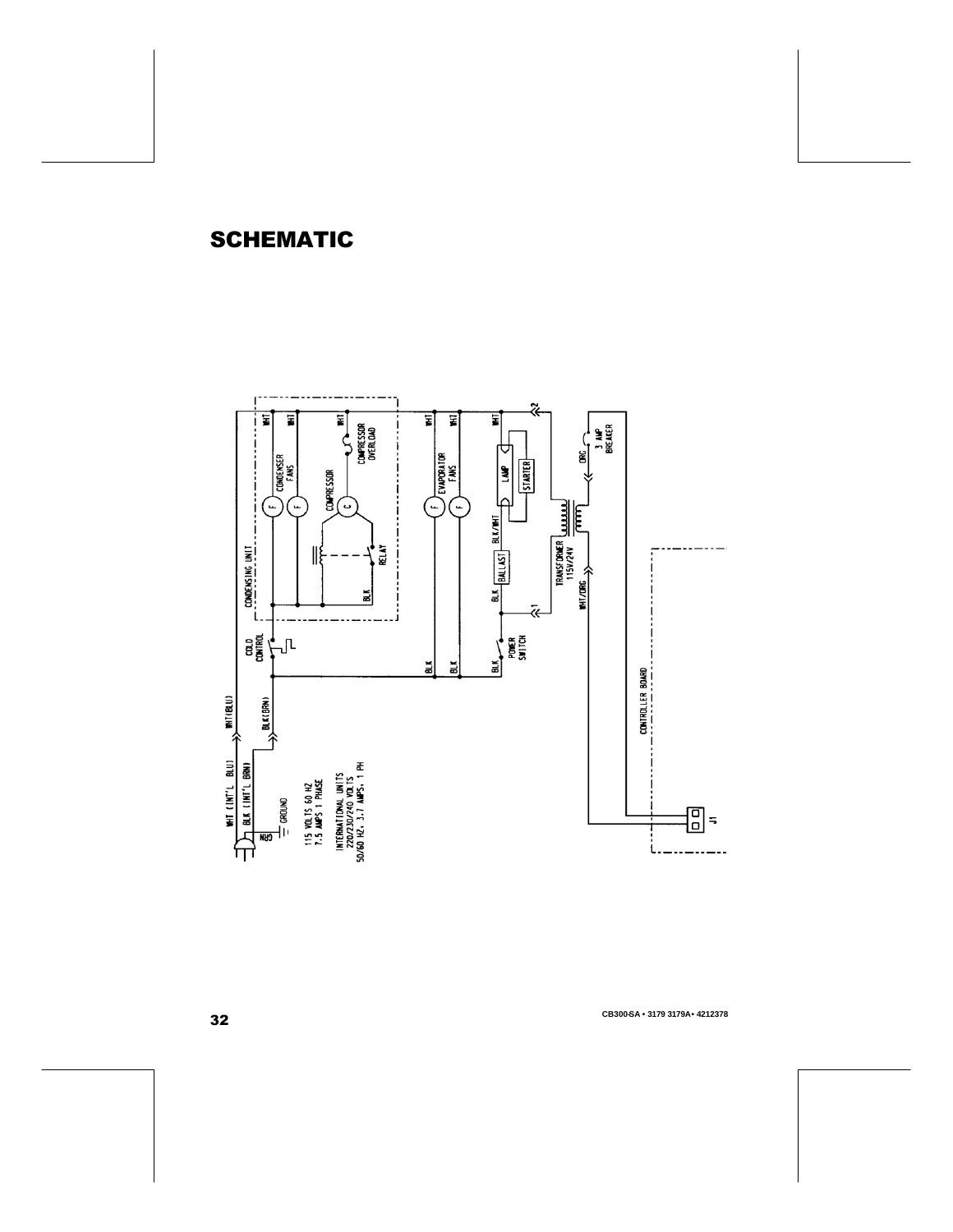# SCHEMATIC

WHT (INT'L BLU)
BLK (INT'L BRN)
GRN
GROUND

115 VOLTS 60 HZ
7.5 AMPS 1 PHASE

INTERNATIONAL UNITS
220/230/240 VOLTS
50/60 HZ, 3.7 AMPS, 1 PH

WHT(BLU)
BLK(BRN)

COLD CONTROL

CONDENSING UNIT

WHT
WHT
CONDENSER FANS

COMPRESSOR
WHT
COMPRESSOR OVERLOAD
RELAY
BLK

WHT
WHT
EVAPORATOR FANS
BLK
BLK

WHT
LAMP
STARTER
BLK/WHT
BALLAST
BLK
BLK
POWER SWITCH

1
2

TRANSFORMER 115V/24V
ORG
3 AMP BREAKER
WHT/ORG

CONTROLLER BOARD
J1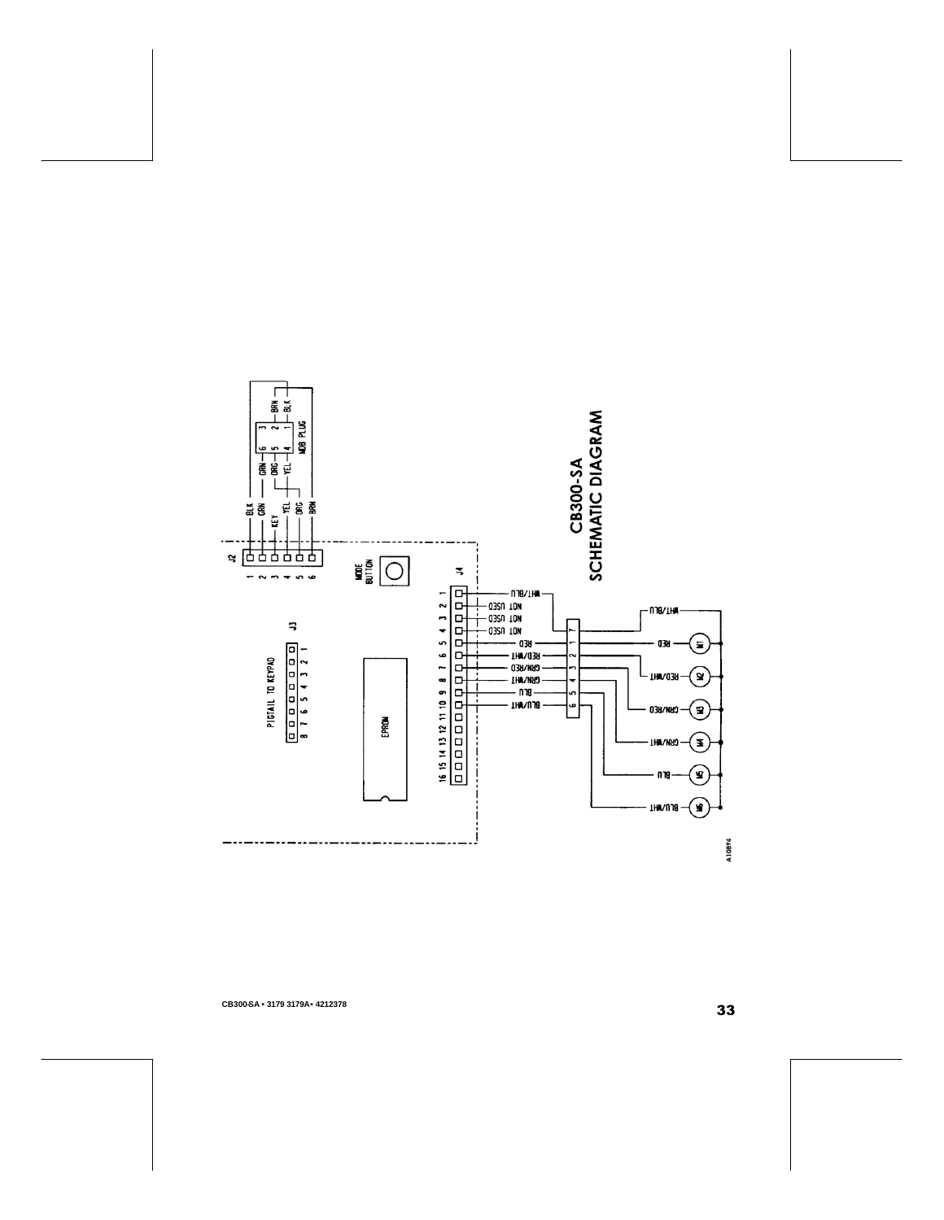# CB300-SA
# SCHEMATIC DIAGRAM

J2

| Pin | Wire |
| --- | --- |
| 1 | BLK |
| 2 | GRN |
| 3 | KEY |
| 4 | YEL |
| 5 | ORG |
| 6 | BRN |

MDB PLUG

| Pin | Wire |
| --- | --- |
| 1 | BLK |
| 2 | BRN |
| 3 | |
| 4 | YEL |
| 5 | ORG |
| 6 | GRN |

MODE BUTTON

J3 — PIGTAIL TO KEYPAD (pins 1–8)

EPROM

J4

| Pin | Wire | Connector Pin | Motor |
| --- | --- | --- | --- |
| 1 | WHT/BLU | 7 | WHT/BLU |
| 2 | NOT USED | | |
| 3 | NOT USED | | |
| 4 | NOT USED | | |
| 5 | RED | 1 | M1 (RED) |
| 6 | RED/WHT | 2 | M2 (RED/WHT) |
| 7 | GRN/RED | 3 | M3 (GRN/RED) |
| 8 | GRN/WHT | 4 | M4 (GRN/WHT) |
| 9 | BLU | 5 | M5 (BLU) |
| 10 | BLU/WHT | 6 | M6 (BLU/WHT) |
| 11–16 | | | |

A10894

CB300-SA • 3179 3179A• 4212378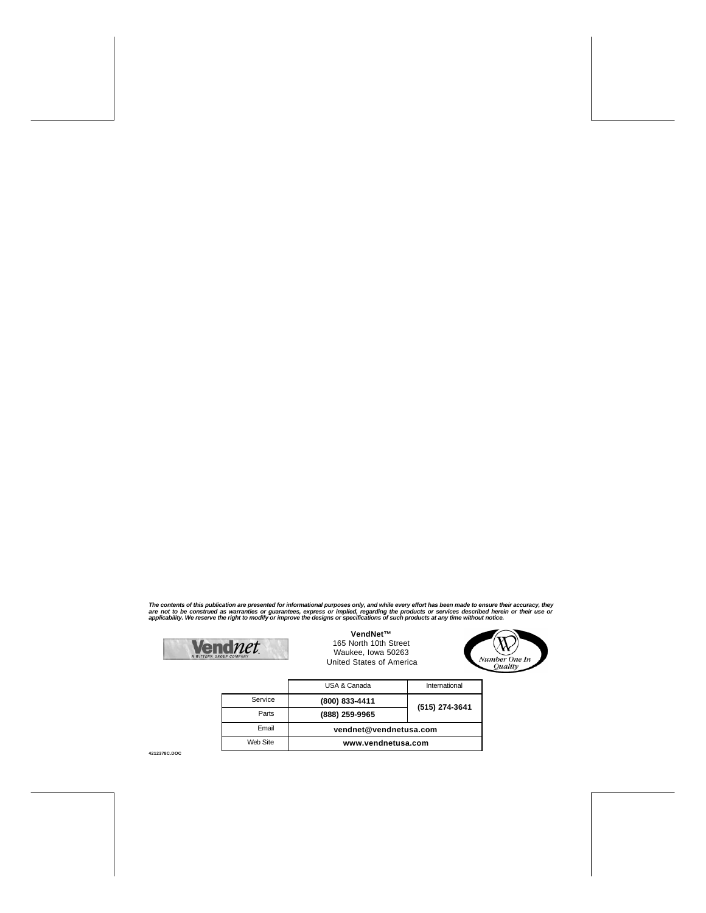***The contents of this publication are presented for informational purposes only, and while every effort has been made to ensure their accuracy, they are not to be construed as warranties or guarantees, express or implied, regarding the products or services described herein or their use or applicability. We reserve the right to modify or improve the designs or specifications of such products at any time without notice.***

Vendnet
A WITTERN GROUP COMPANY

**VendNet™**
165 North 10th Street
Waukee, Iowa 50263
United States of America

Number One In Quality

| | USA & Canada | International |
|---|---|---|
| Service | **(800) 833-4411** | **(515) 274-3641** |
| Parts | **(888) 259-9965** | |
| Email | **vendnet@vendnetusa.com** | |
| Web Site | **www.vendnetusa.com** | |

**4212378C.DOC**